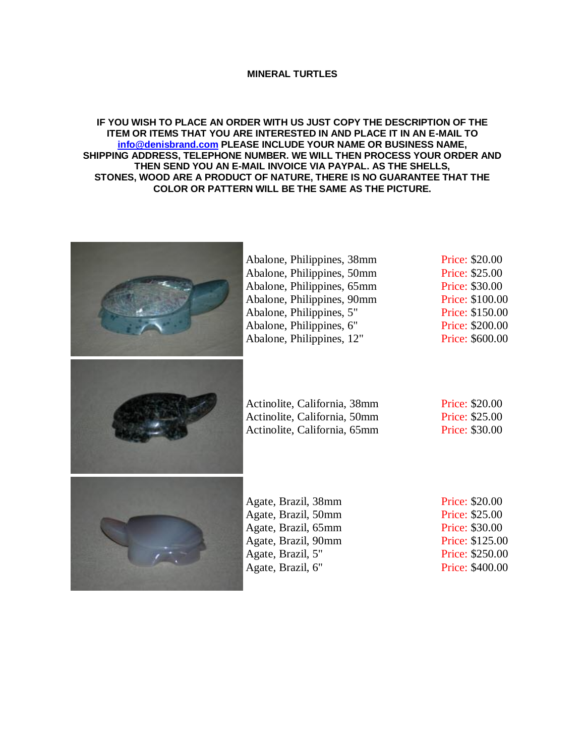# MINERAL TURTLES

**IF YOU WISH TO PLACE AN ORDER WITH US JUST COPY THE DESCRIPTION OF THE ITEM OR ITEMS THAT YOU ARE INTERESTED IN AND PLACE IT IN AN E-MAIL TO [info@denisbrand.com](mailto:info@denisbrand.com) PLEASE INCLUDE YOUR NAME OR BUSINESS NAME, SHIPPING ADDRESS, TELEPHONE NUMBER. WE WILL THEN PROCESS YOUR ORDER AND THEN SEND YOU AN E-MAIL INVOICE VIA PAYPAL. AS THE SHELLS, STONES, WOOD ARE A PRODUCT OF NATURE, THERE IS NO GUARANTEE THAT THE COLOR OR PATTERN WILL BE THE SAME AS THE PICTURE.**

| Item | Price |
|---|---|
| Abalone, Philippines, 38mm | Price: $20.00 |
| Abalone, Philippines, 50mm | Price: $25.00 |
| Abalone, Philippines, 65mm | Price: $30.00 |
| Abalone, Philippines, 90mm | Price: $100.00 |
| Abalone, Philippines, 5" | Price: $150.00 |
| Abalone, Philippines, 6" | Price: $200.00 |
| Abalone, Philippines, 12" | Price: $600.00 |

| Item | Price |
|---|---|
| Actinolite, California, 38mm | Price: $20.00 |
| Actinolite, California, 50mm | Price: $25.00 |
| Actinolite, California, 65mm | Price: $30.00 |

| Item | Price |
|---|---|
| Agate, Brazil, 38mm | Price: $20.00 |
| Agate, Brazil, 50mm | Price: $25.00 |
| Agate, Brazil, 65mm | Price: $30.00 |
| Agate, Brazil, 90mm | Price: $125.00 |
| Agate, Brazil, 5" | Price: $250.00 |
| Agate, Brazil, 6" | Price: $400.00 |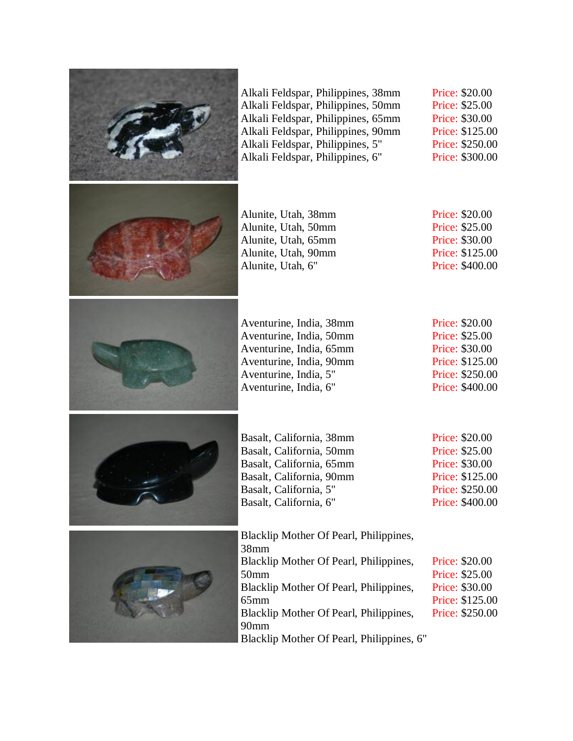| Item | Price |
|---|---|
| Alkali Feldspar, Philippines, 38mm | Price: $20.00 |
| Alkali Feldspar, Philippines, 50mm | Price: $25.00 |
| Alkali Feldspar, Philippines, 65mm | Price: $30.00 |
| Alkali Feldspar, Philippines, 90mm | Price: $125.00 |
| Alkali Feldspar, Philippines, 5" | Price: $250.00 |
| Alkali Feldspar, Philippines, 6" | Price: $300.00 |

| Item | Price |
|---|---|
| Alunite, Utah, 38mm | Price: $20.00 |
| Alunite, Utah, 50mm | Price: $25.00 |
| Alunite, Utah, 65mm | Price: $30.00 |
| Alunite, Utah, 90mm | Price: $125.00 |
| Alunite, Utah, 6" | Price: $400.00 |

| Item | Price |
|---|---|
| Aventurine, India, 38mm | Price: $20.00 |
| Aventurine, India, 50mm | Price: $25.00 |
| Aventurine, India, 65mm | Price: $30.00 |
| Aventurine, India, 90mm | Price: $125.00 |
| Aventurine, India, 5" | Price: $250.00 |
| Aventurine, India, 6" | Price: $400.00 |

| Item | Price |
|---|---|
| Basalt, California, 38mm | Price: $20.00 |
| Basalt, California, 50mm | Price: $25.00 |
| Basalt, California, 65mm | Price: $30.00 |
| Basalt, California, 90mm | Price: $125.00 |
| Basalt, California, 5" | Price: $250.00 |
| Basalt, California, 6" | Price: $400.00 |

| Item | Price |
|---|---|
| Blacklip Mother Of Pearl, Philippines, 38mm | Price: $20.00 |
| Blacklip Mother Of Pearl, Philippines, 50mm | Price: $25.00 |
| Blacklip Mother Of Pearl, Philippines, 65mm | Price: $30.00 |
| Blacklip Mother Of Pearl, Philippines, 90mm | Price: $125.00 |
| Blacklip Mother Of Pearl, Philippines, 6" | Price: $250.00 |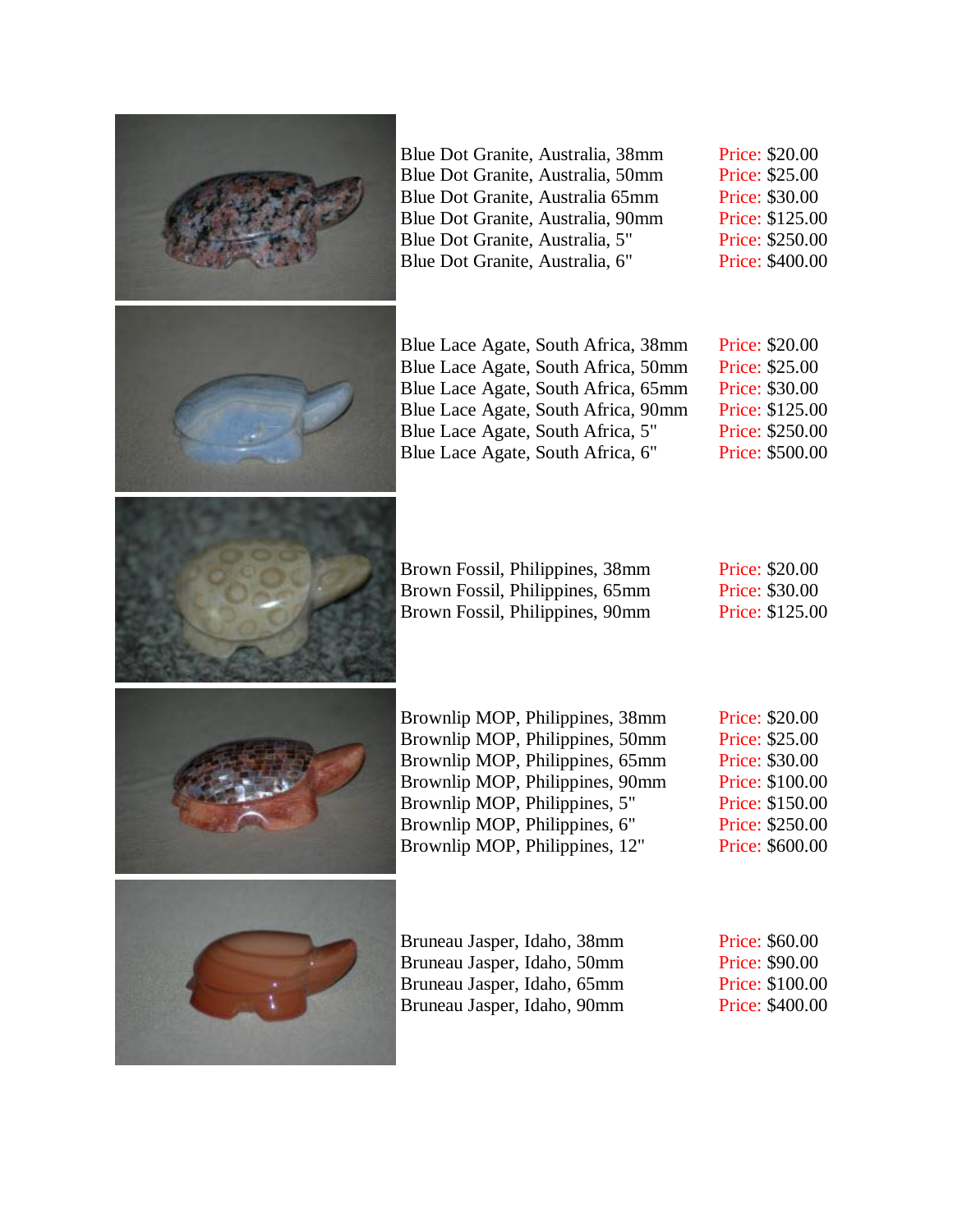Blue Dot Granite, Australia, 38mm Price: $20.00
Blue Dot Granite, Australia, 50mm Price: $25.00
Blue Dot Granite, Australia 65mm Price: $30.00
Blue Dot Granite, Australia, 90mm Price: $125.00
Blue Dot Granite, Australia, 5" Price: $250.00
Blue Dot Granite, Australia, 6" Price: $400.00

Blue Lace Agate, South Africa, 38mm Price: $20.00
Blue Lace Agate, South Africa, 50mm Price: $25.00
Blue Lace Agate, South Africa, 65mm Price: $30.00
Blue Lace Agate, South Africa, 90mm Price: $125.00
Blue Lace Agate, South Africa, 5" Price: $250.00
Blue Lace Agate, South Africa, 6" Price: $500.00

Brown Fossil, Philippines, 38mm Price: $20.00
Brown Fossil, Philippines, 65mm Price: $30.00
Brown Fossil, Philippines, 90mm Price: $125.00

Brownlip MOP, Philippines, 38mm Price: $20.00
Brownlip MOP, Philippines, 50mm Price: $25.00
Brownlip MOP, Philippines, 65mm Price: $30.00
Brownlip MOP, Philippines, 90mm Price: $100.00
Brownlip MOP, Philippines, 5" Price: $150.00
Brownlip MOP, Philippines, 6" Price: $250.00
Brownlip MOP, Philippines, 12" Price: $600.00

Bruneau Jasper, Idaho, 38mm Price: $60.00
Bruneau Jasper, Idaho, 50mm Price: $90.00
Bruneau Jasper, Idaho, 65mm Price: $100.00
Bruneau Jasper, Idaho, 90mm Price: $400.00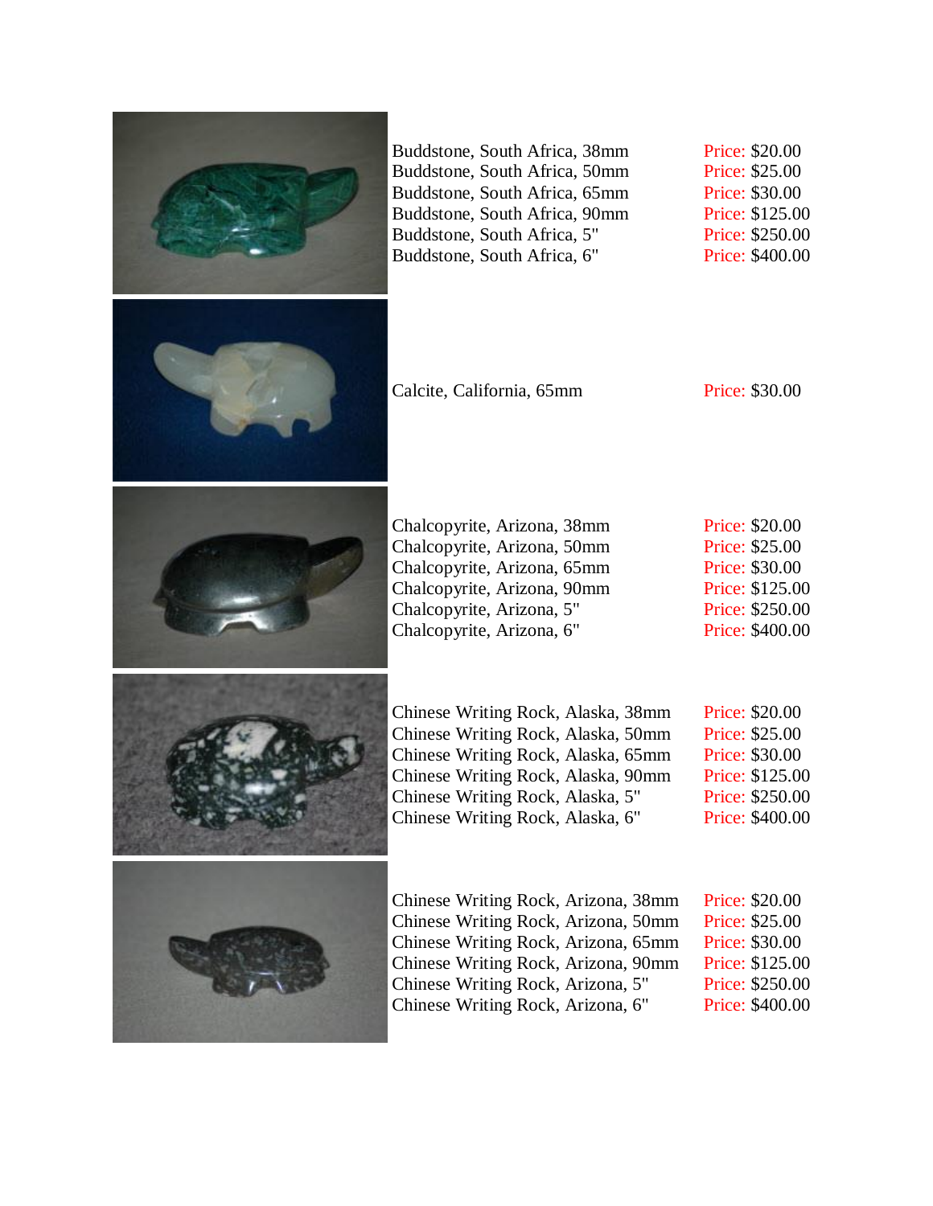Buddstone, South Africa, 38mm Price: $20.00
Buddstone, South Africa, 50mm Price: $25.00
Buddstone, South Africa, 65mm Price: $30.00
Buddstone, South Africa, 90mm Price: $125.00
Buddstone, South Africa, 5" Price: $250.00
Buddstone, South Africa, 6" Price: $400.00

Calcite, California, 65mm Price: $30.00

Chalcopyrite, Arizona, 38mm Price: $20.00
Chalcopyrite, Arizona, 50mm Price: $25.00
Chalcopyrite, Arizona, 65mm Price: $30.00
Chalcopyrite, Arizona, 90mm Price: $125.00
Chalcopyrite, Arizona, 5" Price: $250.00
Chalcopyrite, Arizona, 6" Price: $400.00

Chinese Writing Rock, Alaska, 38mm Price: $20.00
Chinese Writing Rock, Alaska, 50mm Price: $25.00
Chinese Writing Rock, Alaska, 65mm Price: $30.00
Chinese Writing Rock, Alaska, 90mm Price: $125.00
Chinese Writing Rock, Alaska, 5" Price: $250.00
Chinese Writing Rock, Alaska, 6" Price: $400.00

Chinese Writing Rock, Arizona, 38mm Price: $20.00
Chinese Writing Rock, Arizona, 50mm Price: $25.00
Chinese Writing Rock, Arizona, 65mm Price: $30.00
Chinese Writing Rock, Arizona, 90mm Price: $125.00
Chinese Writing Rock, Arizona, 5" Price: $250.00
Chinese Writing Rock, Arizona, 6" Price: $400.00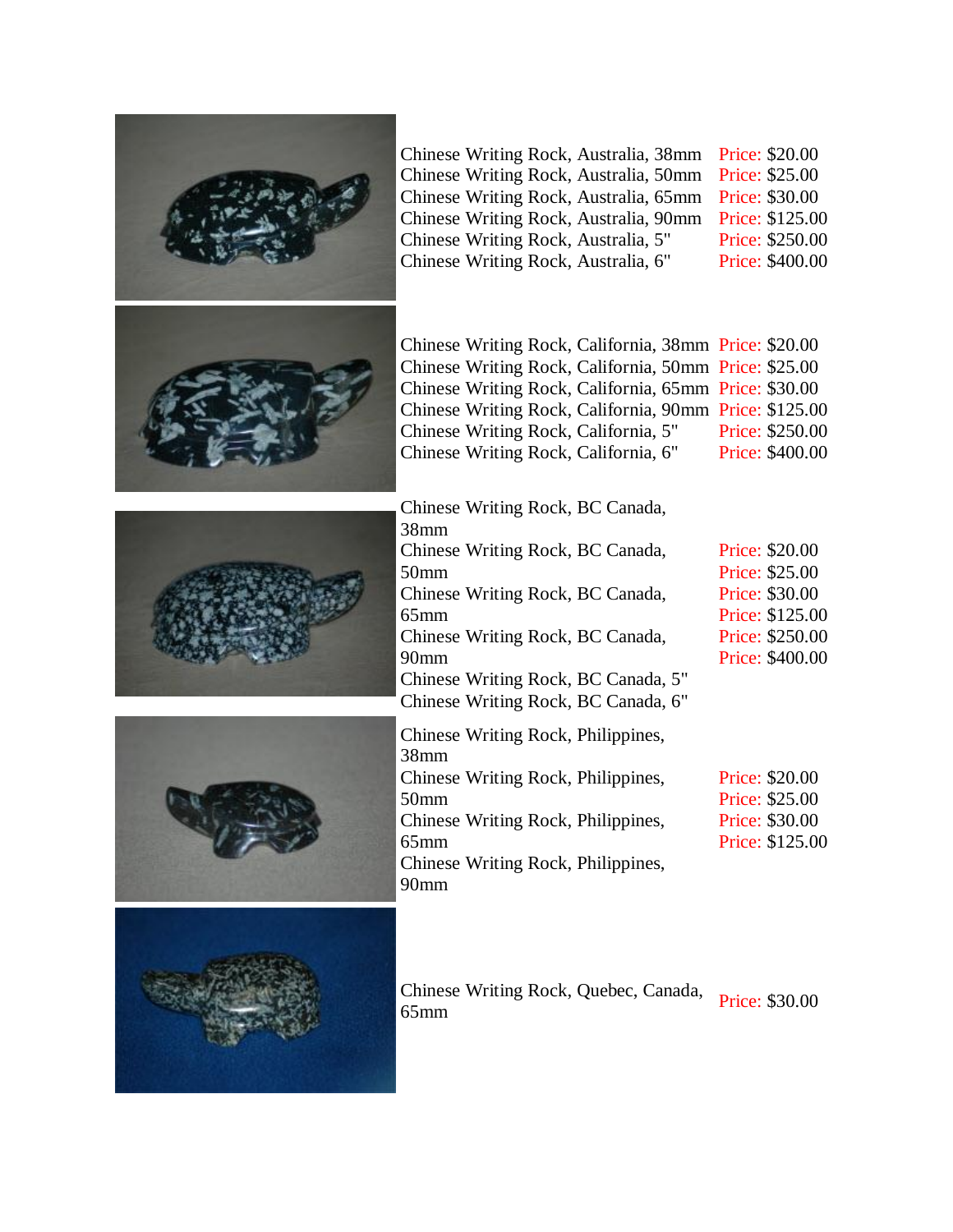| Item | Price |
|---|---|
| Chinese Writing Rock, Australia, 38mm | Price: $20.00 |
| Chinese Writing Rock, Australia, 50mm | Price: $25.00 |
| Chinese Writing Rock, Australia, 65mm | Price: $30.00 |
| Chinese Writing Rock, Australia, 90mm | Price: $125.00 |
| Chinese Writing Rock, Australia, 5" | Price: $250.00 |
| Chinese Writing Rock, Australia, 6" | Price: $400.00 |

| Item | Price |
|---|---|
| Chinese Writing Rock, California, 38mm | Price: $20.00 |
| Chinese Writing Rock, California, 50mm | Price: $25.00 |
| Chinese Writing Rock, California, 65mm | Price: $30.00 |
| Chinese Writing Rock, California, 90mm | Price: $125.00 |
| Chinese Writing Rock, California, 5" | Price: $250.00 |
| Chinese Writing Rock, California, 6" | Price: $400.00 |

| Item | Price |
|---|---|
| Chinese Writing Rock, BC Canada, 38mm | Price: $20.00 |
| Chinese Writing Rock, BC Canada, 50mm | Price: $25.00 |
| Chinese Writing Rock, BC Canada, 65mm | Price: $30.00 |
| Chinese Writing Rock, BC Canada, 90mm | Price: $125.00 |
| Chinese Writing Rock, BC Canada, 5" | Price: $250.00 |
| Chinese Writing Rock, BC Canada, 6" | Price: $400.00 |

| Item | Price |
|---|---|
| Chinese Writing Rock, Philippines, 38mm | Price: $20.00 |
| Chinese Writing Rock, Philippines, 50mm | Price: $25.00 |
| Chinese Writing Rock, Philippines, 65mm | Price: $30.00 |
| Chinese Writing Rock, Philippines, 90mm | Price: $125.00 |

| Item | Price |
|---|---|
| Chinese Writing Rock, Quebec, Canada, 65mm | Price: $30.00 |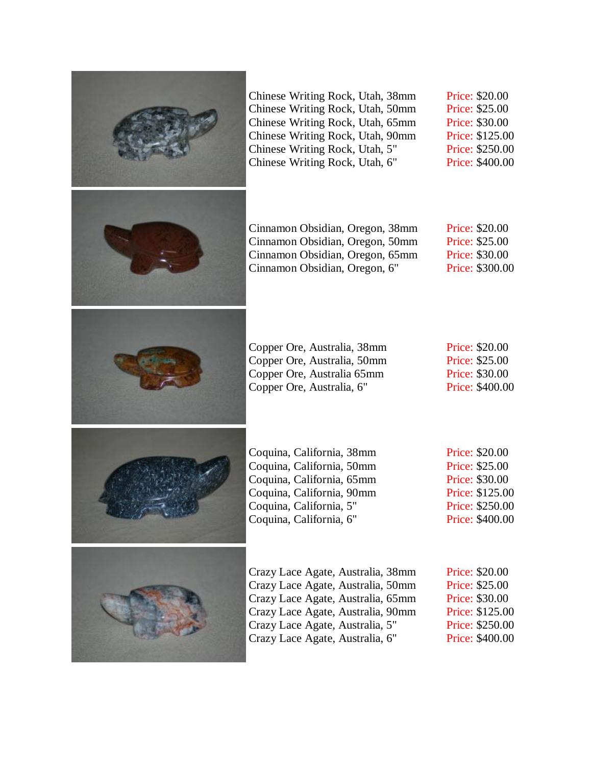Chinese Writing Rock, Utah, 38mm Price: $20.00
Chinese Writing Rock, Utah, 50mm Price: $25.00
Chinese Writing Rock, Utah, 65mm Price: $30.00
Chinese Writing Rock, Utah, 90mm Price: $125.00
Chinese Writing Rock, Utah, 5" Price: $250.00
Chinese Writing Rock, Utah, 6" Price: $400.00

Cinnamon Obsidian, Oregon, 38mm Price: $20.00
Cinnamon Obsidian, Oregon, 50mm Price: $25.00
Cinnamon Obsidian, Oregon, 65mm Price: $30.00
Cinnamon Obsidian, Oregon, 6" Price: $300.00

Copper Ore, Australia, 38mm Price: $20.00
Copper Ore, Australia, 50mm Price: $25.00
Copper Ore, Australia 65mm Price: $30.00
Copper Ore, Australia, 6" Price: $400.00

Coquina, California, 38mm Price: $20.00
Coquina, California, 50mm Price: $25.00
Coquina, California, 65mm Price: $30.00
Coquina, California, 90mm Price: $125.00
Coquina, California, 5" Price: $250.00
Coquina, California, 6" Price: $400.00

Crazy Lace Agate, Australia, 38mm Price: $20.00
Crazy Lace Agate, Australia, 50mm Price: $25.00
Crazy Lace Agate, Australia, 65mm Price: $30.00
Crazy Lace Agate, Australia, 90mm Price: $125.00
Crazy Lace Agate, Australia, 5" Price: $250.00
Crazy Lace Agate, Australia, 6" Price: $400.00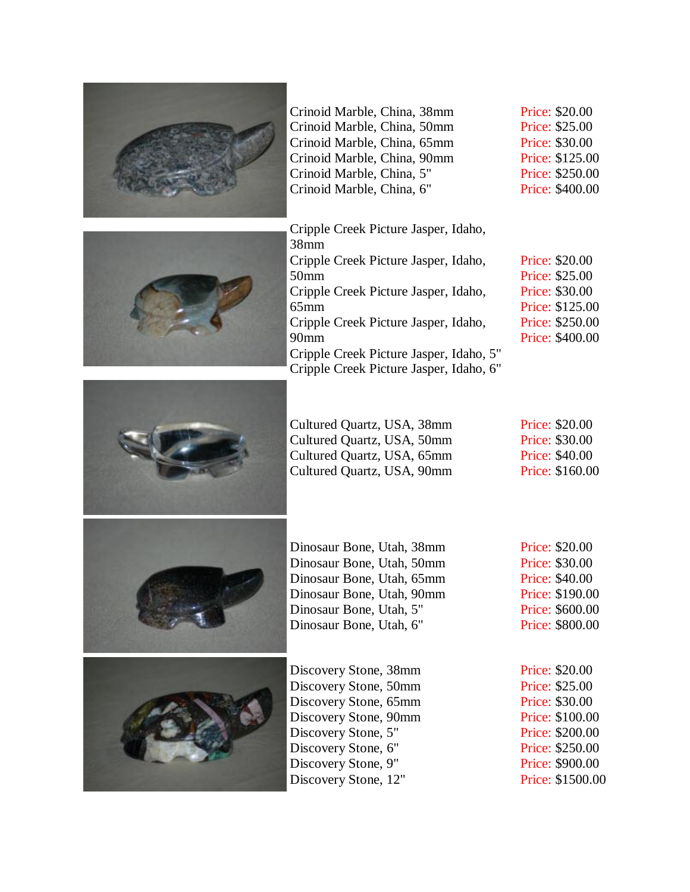| Item | Price |
| --- | --- |
| Crinoid Marble, China, 38mm | Price: $20.00 |
| Crinoid Marble, China, 50mm | Price: $25.00 |
| Crinoid Marble, China, 65mm | Price: $30.00 |
| Crinoid Marble, China, 90mm | Price: $125.00 |
| Crinoid Marble, China, 5" | Price: $250.00 |
| Crinoid Marble, China, 6" | Price: $400.00 |

| Item | Price |
| --- | --- |
| Cripple Creek Picture Jasper, Idaho, 38mm | Price: $20.00 |
| Cripple Creek Picture Jasper, Idaho, 50mm | Price: $25.00 |
| Cripple Creek Picture Jasper, Idaho, 65mm | Price: $30.00 |
| Cripple Creek Picture Jasper, Idaho, 90mm | Price: $125.00 |
| Cripple Creek Picture Jasper, Idaho, 5" | Price: $250.00 |
| Cripple Creek Picture Jasper, Idaho, 6" | Price: $400.00 |

| Item | Price |
| --- | --- |
| Cultured Quartz, USA, 38mm | Price: $20.00 |
| Cultured Quartz, USA, 50mm | Price: $30.00 |
| Cultured Quartz, USA, 65mm | Price: $40.00 |
| Cultured Quartz, USA, 90mm | Price: $160.00 |

| Item | Price |
| --- | --- |
| Dinosaur Bone, Utah, 38mm | Price: $20.00 |
| Dinosaur Bone, Utah, 50mm | Price: $30.00 |
| Dinosaur Bone, Utah, 65mm | Price: $40.00 |
| Dinosaur Bone, Utah, 90mm | Price: $190.00 |
| Dinosaur Bone, Utah, 5" | Price: $600.00 |
| Dinosaur Bone, Utah, 6" | Price: $800.00 |

| Item | Price |
| --- | --- |
| Discovery Stone, 38mm | Price: $20.00 |
| Discovery Stone, 50mm | Price: $25.00 |
| Discovery Stone, 65mm | Price: $30.00 |
| Discovery Stone, 90mm | Price: $100.00 |
| Discovery Stone, 5" | Price: $200.00 |
| Discovery Stone, 6" | Price: $250.00 |
| Discovery Stone, 9" | Price: $900.00 |
| Discovery Stone, 12" | Price: $1500.00 |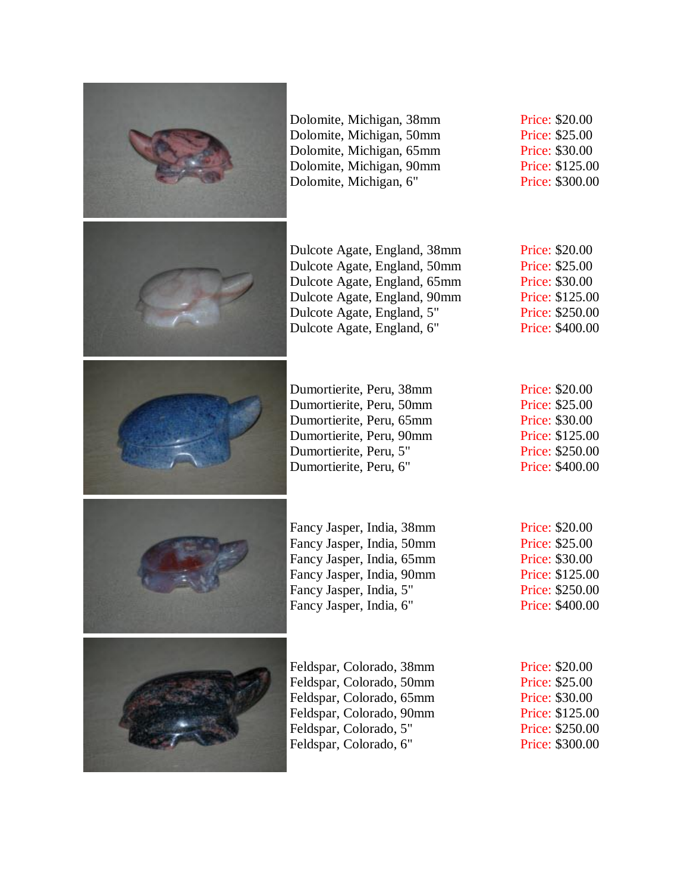Dolomite, Michigan, 38mm Price: $20.00
Dolomite, Michigan, 50mm Price: $25.00
Dolomite, Michigan, 65mm Price: $30.00
Dolomite, Michigan, 90mm Price: $125.00
Dolomite, Michigan, 6" Price: $300.00

Dulcote Agate, England, 38mm Price: $20.00
Dulcote Agate, England, 50mm Price: $25.00
Dulcote Agate, England, 65mm Price: $30.00
Dulcote Agate, England, 90mm Price: $125.00
Dulcote Agate, England, 5" Price: $250.00
Dulcote Agate, England, 6" Price: $400.00

Dumortierite, Peru, 38mm Price: $20.00
Dumortierite, Peru, 50mm Price: $25.00
Dumortierite, Peru, 65mm Price: $30.00
Dumortierite, Peru, 90mm Price: $125.00
Dumortierite, Peru, 5" Price: $250.00
Dumortierite, Peru, 6" Price: $400.00

Fancy Jasper, India, 38mm Price: $20.00
Fancy Jasper, India, 50mm Price: $25.00
Fancy Jasper, India, 65mm Price: $30.00
Fancy Jasper, India, 90mm Price: $125.00
Fancy Jasper, India, 5" Price: $250.00
Fancy Jasper, India, 6" Price: $400.00

Feldspar, Colorado, 38mm Price: $20.00
Feldspar, Colorado, 50mm Price: $25.00
Feldspar, Colorado, 65mm Price: $30.00
Feldspar, Colorado, 90mm Price: $125.00
Feldspar, Colorado, 5" Price: $250.00
Feldspar, Colorado, 6" Price: $300.00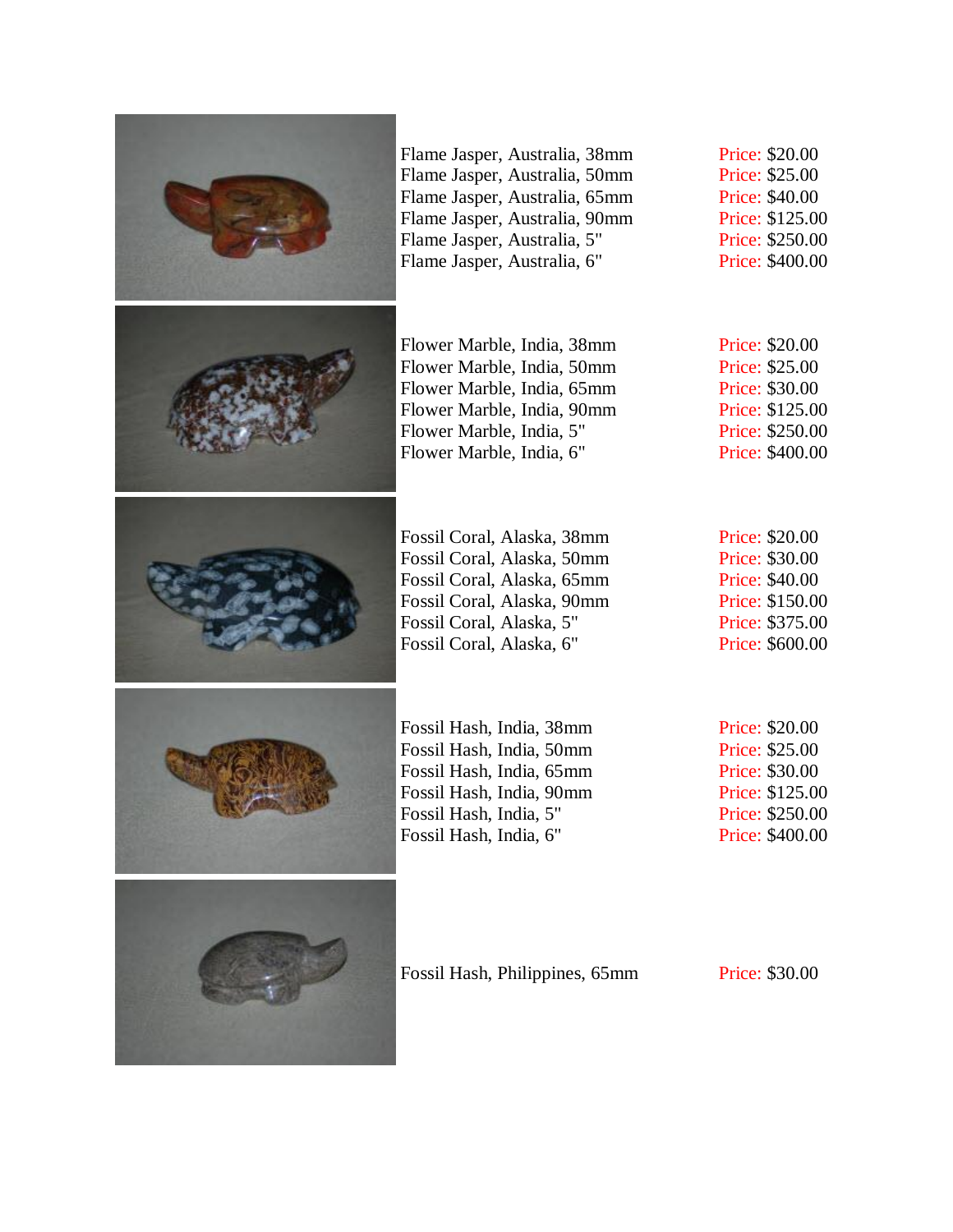Flame Jasper, Australia, 38mm Price: $20.00
Flame Jasper, Australia, 50mm Price: $25.00
Flame Jasper, Australia, 65mm Price: $40.00
Flame Jasper, Australia, 90mm Price: $125.00
Flame Jasper, Australia, 5" Price: $250.00
Flame Jasper, Australia, 6" Price: $400.00

Flower Marble, India, 38mm Price: $20.00
Flower Marble, India, 50mm Price: $25.00
Flower Marble, India, 65mm Price: $30.00
Flower Marble, India, 90mm Price: $125.00
Flower Marble, India, 5" Price: $250.00
Flower Marble, India, 6" Price: $400.00

Fossil Coral, Alaska, 38mm Price: $20.00
Fossil Coral, Alaska, 50mm Price: $30.00
Fossil Coral, Alaska, 65mm Price: $40.00
Fossil Coral, Alaska, 90mm Price: $150.00
Fossil Coral, Alaska, 5" Price: $375.00
Fossil Coral, Alaska, 6" Price: $600.00

Fossil Hash, India, 38mm Price: $20.00
Fossil Hash, India, 50mm Price: $25.00
Fossil Hash, India, 65mm Price: $30.00
Fossil Hash, India, 90mm Price: $125.00
Fossil Hash, India, 5" Price: $250.00
Fossil Hash, India, 6" Price: $400.00

Fossil Hash, Philippines, 65mm Price: $30.00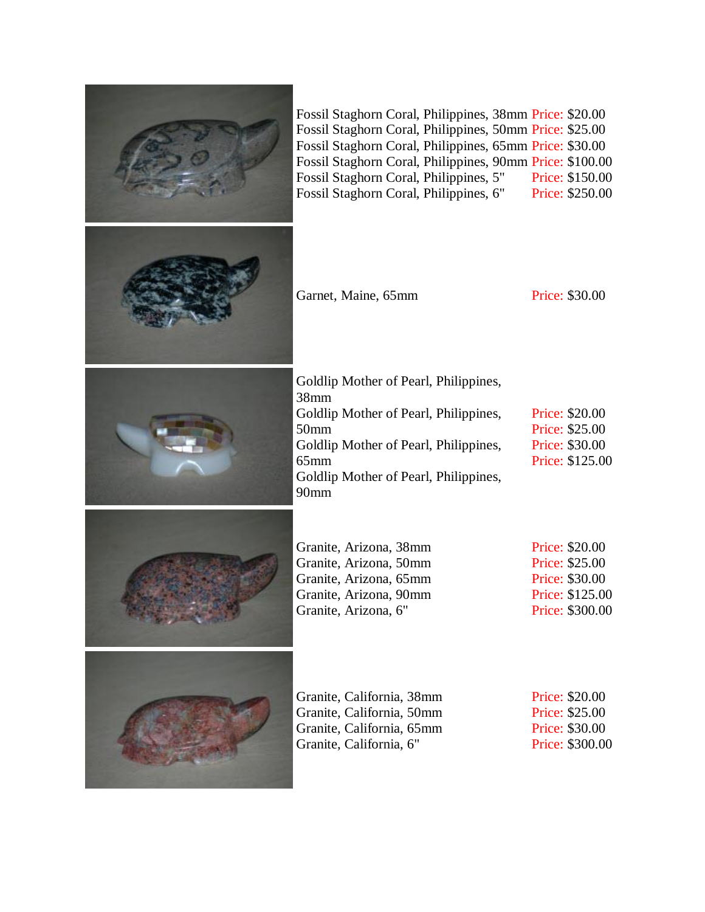| Item | Price |
| --- | --- |
| Fossil Staghorn Coral, Philippines, 38mm | Price: $20.00 |
| Fossil Staghorn Coral, Philippines, 50mm | Price: $25.00 |
| Fossil Staghorn Coral, Philippines, 65mm | Price: $30.00 |
| Fossil Staghorn Coral, Philippines, 90mm | Price: $100.00 |
| Fossil Staghorn Coral, Philippines, 5" | Price: $150.00 |
| Fossil Staghorn Coral, Philippines, 6" | Price: $250.00 |

| Item | Price |
| --- | --- |
| Garnet, Maine, 65mm | Price: $30.00 |

| Item | Price |
| --- | --- |
| Goldlip Mother of Pearl, Philippines, 38mm | Price: $20.00 |
| Goldlip Mother of Pearl, Philippines, 50mm | Price: $25.00 |
| Goldlip Mother of Pearl, Philippines, 65mm | Price: $30.00 |
| Goldlip Mother of Pearl, Philippines, 90mm | Price: $125.00 |

| Item | Price |
| --- | --- |
| Granite, Arizona, 38mm | Price: $20.00 |
| Granite, Arizona, 50mm | Price: $25.00 |
| Granite, Arizona, 65mm | Price: $30.00 |
| Granite, Arizona, 90mm | Price: $125.00 |
| Granite, Arizona, 6" | Price: $300.00 |

| Item | Price |
| --- | --- |
| Granite, California, 38mm | Price: $20.00 |
| Granite, California, 50mm | Price: $25.00 |
| Granite, California, 65mm | Price: $30.00 |
| Granite, California, 6" | Price: $300.00 |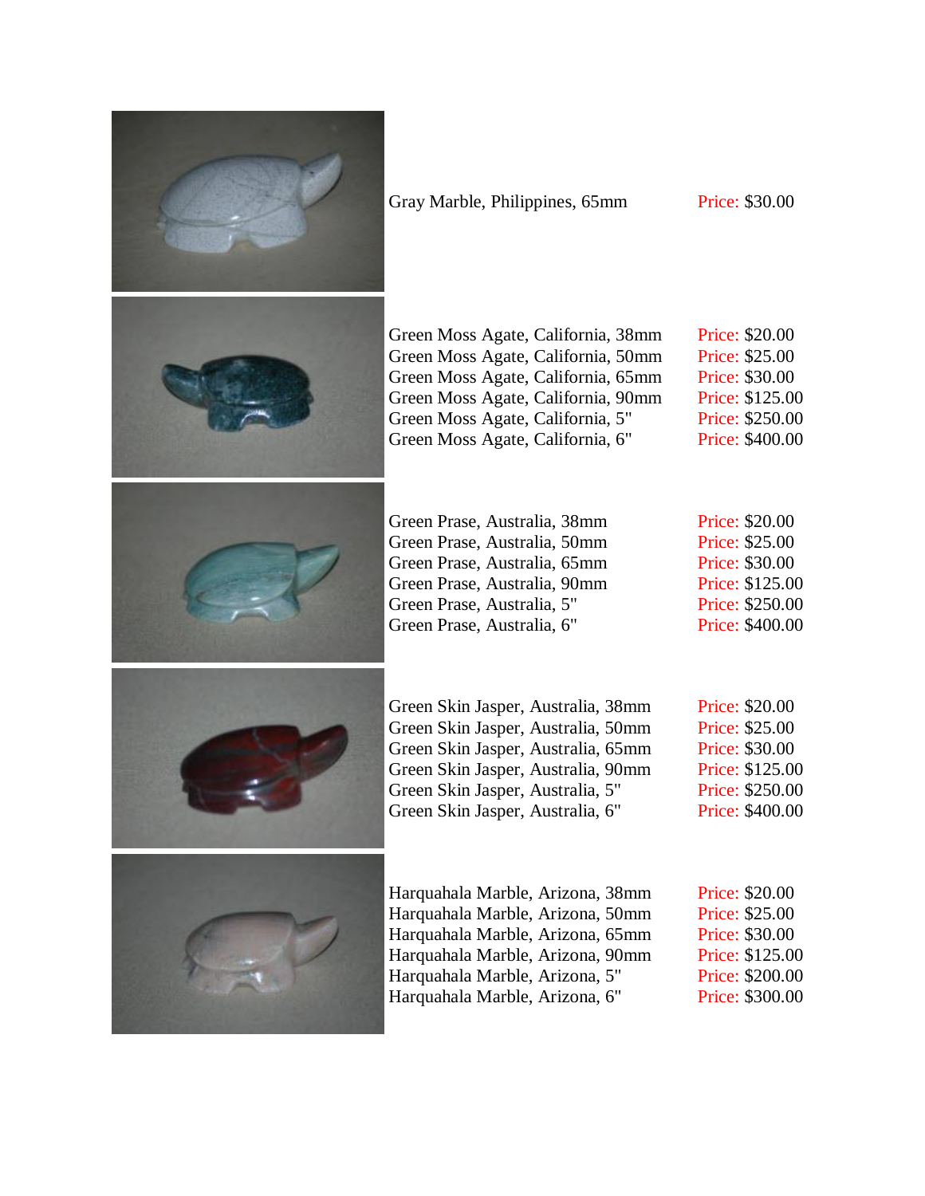Gray Marble, Philippines, 65mm Price: $30.00

Green Moss Agate, California, 38mm Price: $20.00
Green Moss Agate, California, 50mm Price: $25.00
Green Moss Agate, California, 65mm Price: $30.00
Green Moss Agate, California, 90mm Price: $125.00
Green Moss Agate, California, 5" Price: $250.00
Green Moss Agate, California, 6" Price: $400.00

Green Prase, Australia, 38mm Price: $20.00
Green Prase, Australia, 50mm Price: $25.00
Green Prase, Australia, 65mm Price: $30.00
Green Prase, Australia, 90mm Price: $125.00
Green Prase, Australia, 5" Price: $250.00
Green Prase, Australia, 6" Price: $400.00

Green Skin Jasper, Australia, 38mm Price: $20.00
Green Skin Jasper, Australia, 50mm Price: $25.00
Green Skin Jasper, Australia, 65mm Price: $30.00
Green Skin Jasper, Australia, 90mm Price: $125.00
Green Skin Jasper, Australia, 5" Price: $250.00
Green Skin Jasper, Australia, 6" Price: $400.00

Harquahala Marble, Arizona, 38mm Price: $20.00
Harquahala Marble, Arizona, 50mm Price: $25.00
Harquahala Marble, Arizona, 65mm Price: $30.00
Harquahala Marble, Arizona, 90mm Price: $125.00
Harquahala Marble, Arizona, 5" Price: $200.00
Harquahala Marble, Arizona, 6" Price: $300.00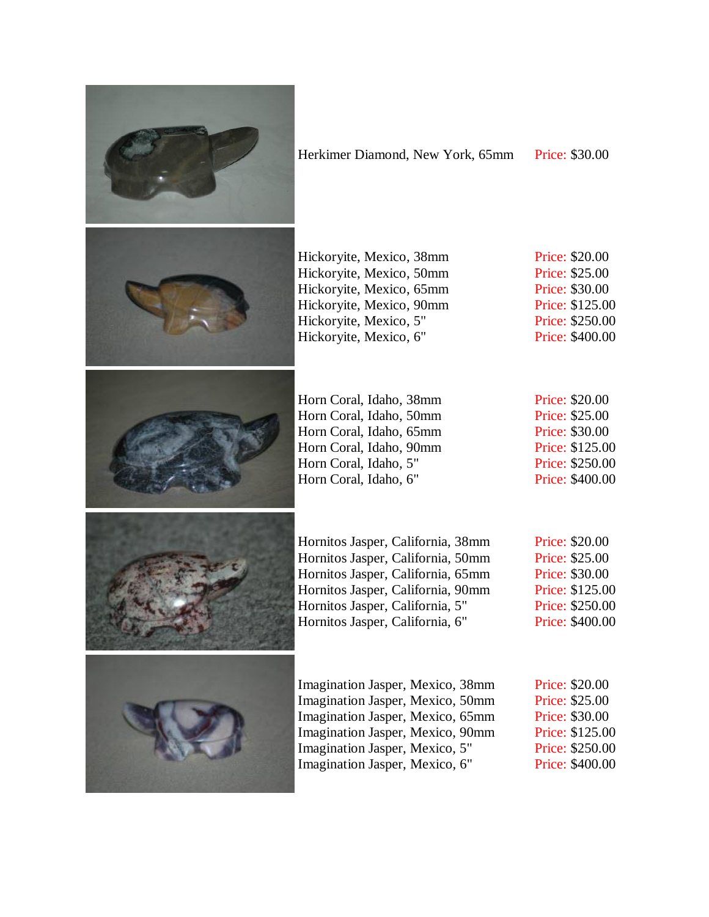Herkimer Diamond, New York, 65mm Price: $30.00

Hickoryite, Mexico, 38mm Price: $20.00
Hickoryite, Mexico, 50mm Price: $25.00
Hickoryite, Mexico, 65mm Price: $30.00
Hickoryite, Mexico, 90mm Price: $125.00
Hickoryite, Mexico, 5" Price: $250.00
Hickoryite, Mexico, 6" Price: $400.00

Horn Coral, Idaho, 38mm Price: $20.00
Horn Coral, Idaho, 50mm Price: $25.00
Horn Coral, Idaho, 65mm Price: $30.00
Horn Coral, Idaho, 90mm Price: $125.00
Horn Coral, Idaho, 5" Price: $250.00
Horn Coral, Idaho, 6" Price: $400.00

Hornitos Jasper, California, 38mm Price: $20.00
Hornitos Jasper, California, 50mm Price: $25.00
Hornitos Jasper, California, 65mm Price: $30.00
Hornitos Jasper, California, 90mm Price: $125.00
Hornitos Jasper, California, 5" Price: $250.00
Hornitos Jasper, California, 6" Price: $400.00

Imagination Jasper, Mexico, 38mm Price: $20.00
Imagination Jasper, Mexico, 50mm Price: $25.00
Imagination Jasper, Mexico, 65mm Price: $30.00
Imagination Jasper, Mexico, 90mm Price: $125.00
Imagination Jasper, Mexico, 5" Price: $250.00
Imagination Jasper, Mexico, 6" Price: $400.00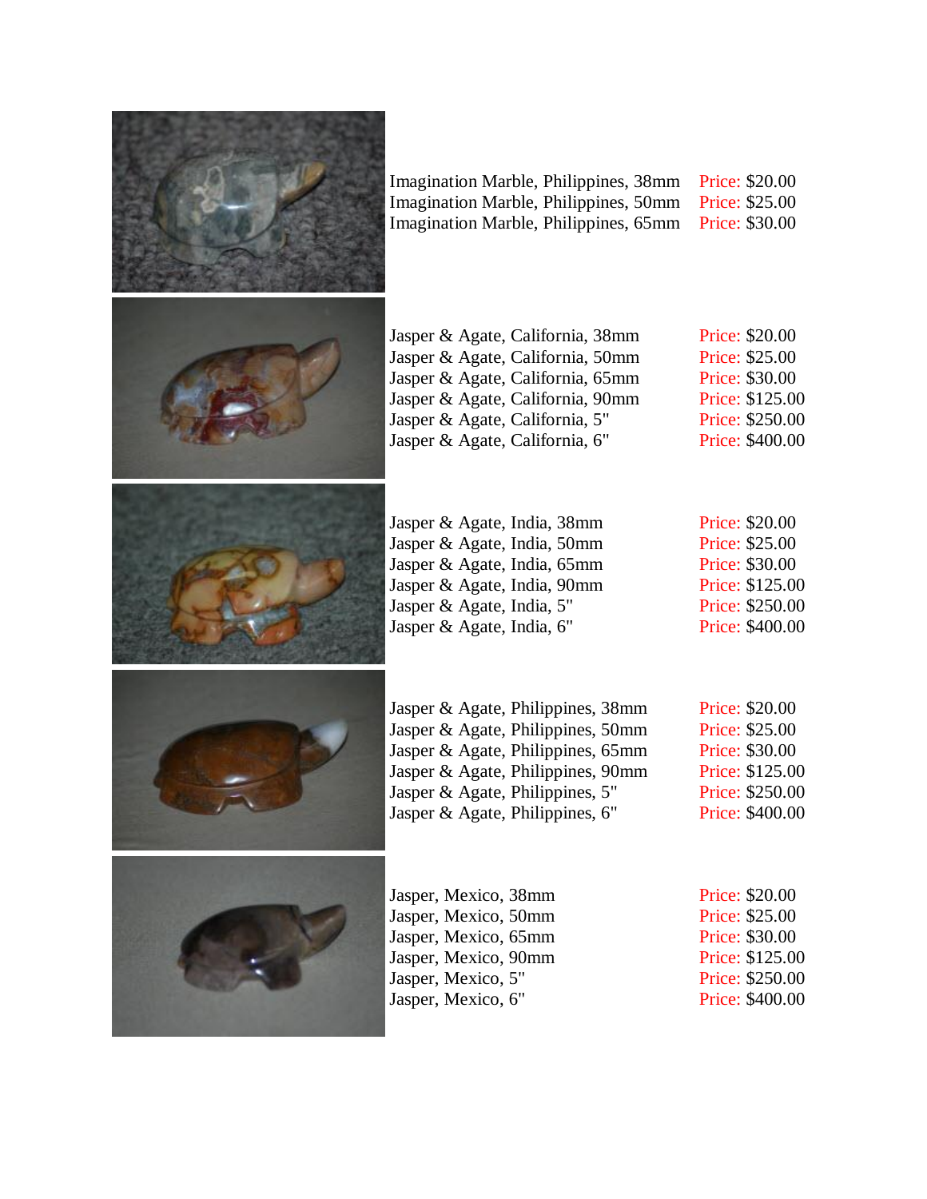Imagination Marble, Philippines, 38mm Price: $20.00
Imagination Marble, Philippines, 50mm Price: $25.00
Imagination Marble, Philippines, 65mm Price: $30.00

Jasper & Agate, California, 38mm Price: $20.00
Jasper & Agate, California, 50mm Price: $25.00
Jasper & Agate, California, 65mm Price: $30.00
Jasper & Agate, California, 90mm Price: $125.00
Jasper & Agate, California, 5" Price: $250.00
Jasper & Agate, California, 6" Price: $400.00

Jasper & Agate, India, 38mm Price: $20.00
Jasper & Agate, India, 50mm Price: $25.00
Jasper & Agate, India, 65mm Price: $30.00
Jasper & Agate, India, 90mm Price: $125.00
Jasper & Agate, India, 5" Price: $250.00
Jasper & Agate, India, 6" Price: $400.00

Jasper & Agate, Philippines, 38mm Price: $20.00
Jasper & Agate, Philippines, 50mm Price: $25.00
Jasper & Agate, Philippines, 65mm Price: $30.00
Jasper & Agate, Philippines, 90mm Price: $125.00
Jasper & Agate, Philippines, 5" Price: $250.00
Jasper & Agate, Philippines, 6" Price: $400.00

Jasper, Mexico, 38mm Price: $20.00
Jasper, Mexico, 50mm Price: $25.00
Jasper, Mexico, 65mm Price: $30.00
Jasper, Mexico, 90mm Price: $125.00
Jasper, Mexico, 5" Price: $250.00
Jasper, Mexico, 6" Price: $400.00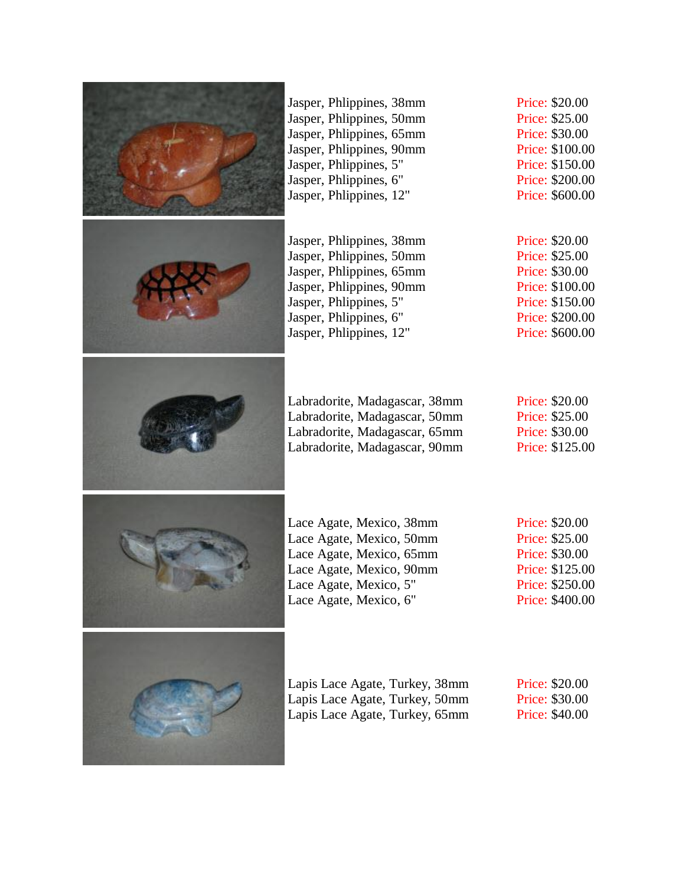Jasper, Phlippines, 38mm Price: $20.00
Jasper, Phlippines, 50mm Price: $25.00
Jasper, Phlippines, 65mm Price: $30.00
Jasper, Phlippines, 90mm Price: $100.00
Jasper, Phlippines, 5" Price: $150.00
Jasper, Phlippines, 6" Price: $200.00
Jasper, Phlippines, 12" Price: $600.00

Jasper, Phlippines, 38mm Price: $20.00
Jasper, Phlippines, 50mm Price: $25.00
Jasper, Phlippines, 65mm Price: $30.00
Jasper, Phlippines, 90mm Price: $100.00
Jasper, Phlippines, 5" Price: $150.00
Jasper, Phlippines, 6" Price: $200.00
Jasper, Phlippines, 12" Price: $600.00

Labradorite, Madagascar, 38mm Price: $20.00
Labradorite, Madagascar, 50mm Price: $25.00
Labradorite, Madagascar, 65mm Price: $30.00
Labradorite, Madagascar, 90mm Price: $125.00

Lace Agate, Mexico, 38mm Price: $20.00
Lace Agate, Mexico, 50mm Price: $25.00
Lace Agate, Mexico, 65mm Price: $30.00
Lace Agate, Mexico, 90mm Price: $125.00
Lace Agate, Mexico, 5" Price: $250.00
Lace Agate, Mexico, 6" Price: $400.00

Lapis Lace Agate, Turkey, 38mm Price: $20.00
Lapis Lace Agate, Turkey, 50mm Price: $30.00
Lapis Lace Agate, Turkey, 65mm Price: $40.00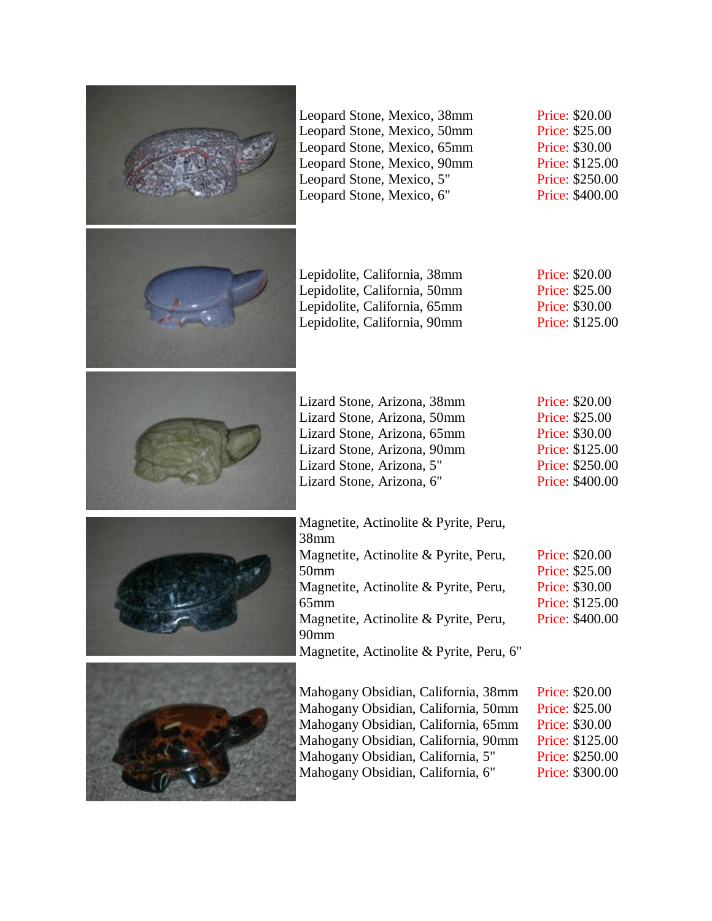Leopard Stone, Mexico, 38mm Price: $20.00
Leopard Stone, Mexico, 50mm Price: $25.00
Leopard Stone, Mexico, 65mm Price: $30.00
Leopard Stone, Mexico, 90mm Price: $125.00
Leopard Stone, Mexico, 5" Price: $250.00
Leopard Stone, Mexico, 6" Price: $400.00

Lepidolite, California, 38mm Price: $20.00
Lepidolite, California, 50mm Price: $25.00
Lepidolite, California, 65mm Price: $30.00
Lepidolite, California, 90mm Price: $125.00

Lizard Stone, Arizona, 38mm Price: $20.00
Lizard Stone, Arizona, 50mm Price: $25.00
Lizard Stone, Arizona, 65mm Price: $30.00
Lizard Stone, Arizona, 90mm Price: $125.00
Lizard Stone, Arizona, 5" Price: $250.00
Lizard Stone, Arizona, 6" Price: $400.00

Magnetite, Actinolite & Pyrite, Peru, 38mm Price: $20.00
Magnetite, Actinolite & Pyrite, Peru, 50mm Price: $25.00
Magnetite, Actinolite & Pyrite, Peru, 65mm Price: $30.00
Magnetite, Actinolite & Pyrite, Peru, 90mm Price: $125.00
Magnetite, Actinolite & Pyrite, Peru, 6" Price: $400.00

Mahogany Obsidian, California, 38mm Price: $20.00
Mahogany Obsidian, California, 50mm Price: $25.00
Mahogany Obsidian, California, 65mm Price: $30.00
Mahogany Obsidian, California, 90mm Price: $125.00
Mahogany Obsidian, California, 5" Price: $250.00
Mahogany Obsidian, California, 6" Price: $300.00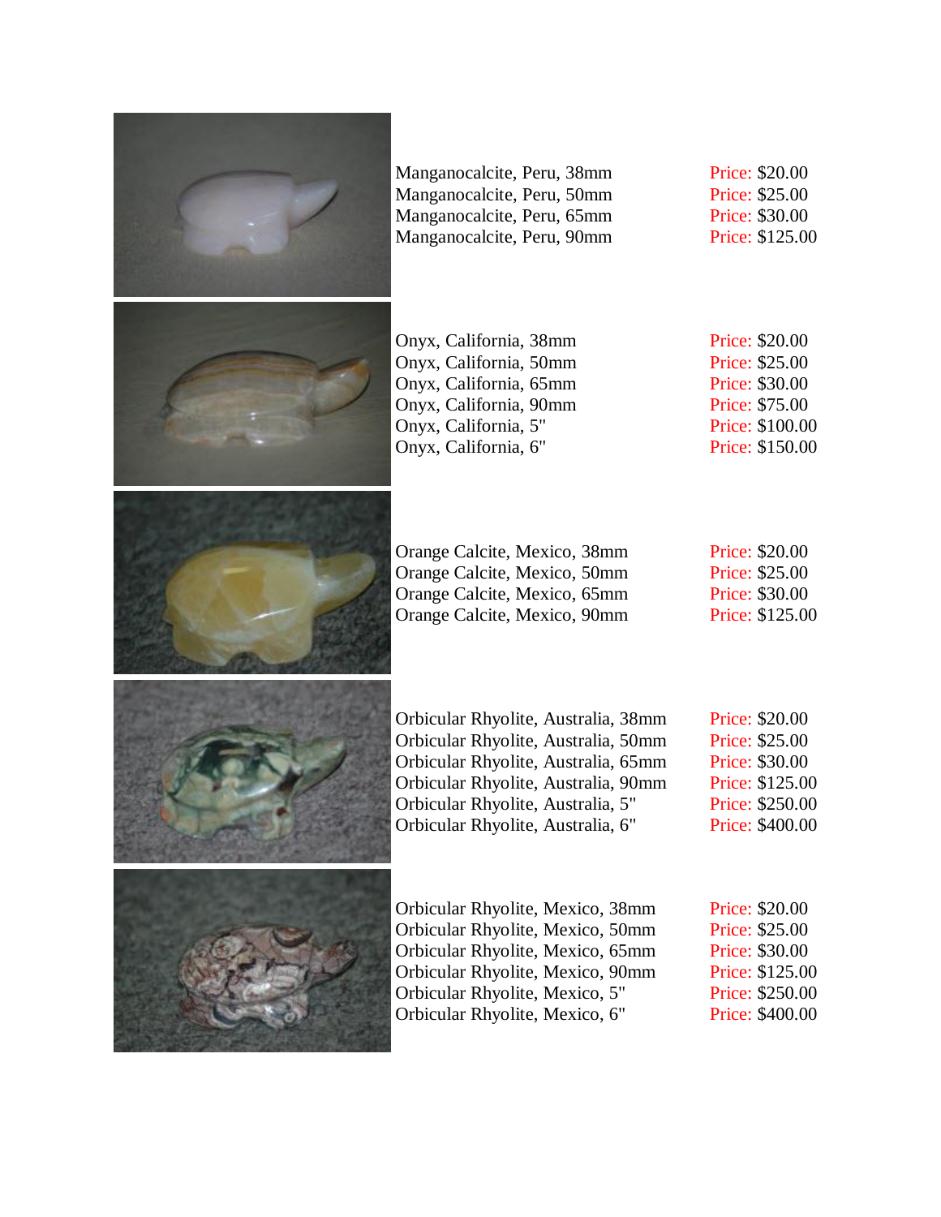Manganocalcite, Peru, 38mm Price: $20.00
Manganocalcite, Peru, 50mm Price: $25.00
Manganocalcite, Peru, 65mm Price: $30.00
Manganocalcite, Peru, 90mm Price: $125.00

Onyx, California, 38mm Price: $20.00
Onyx, California, 50mm Price: $25.00
Onyx, California, 65mm Price: $30.00
Onyx, California, 90mm Price: $75.00
Onyx, California, 5" Price: $100.00
Onyx, California, 6" Price: $150.00

Orange Calcite, Mexico, 38mm Price: $20.00
Orange Calcite, Mexico, 50mm Price: $25.00
Orange Calcite, Mexico, 65mm Price: $30.00
Orange Calcite, Mexico, 90mm Price: $125.00

Orbicular Rhyolite, Australia, 38mm Price: $20.00
Orbicular Rhyolite, Australia, 50mm Price: $25.00
Orbicular Rhyolite, Australia, 65mm Price: $30.00
Orbicular Rhyolite, Australia, 90mm Price: $125.00
Orbicular Rhyolite, Australia, 5" Price: $250.00
Orbicular Rhyolite, Australia, 6" Price: $400.00

Orbicular Rhyolite, Mexico, 38mm Price: $20.00
Orbicular Rhyolite, Mexico, 50mm Price: $25.00
Orbicular Rhyolite, Mexico, 65mm Price: $30.00
Orbicular Rhyolite, Mexico, 90mm Price: $125.00
Orbicular Rhyolite, Mexico, 5" Price: $250.00
Orbicular Rhyolite, Mexico, 6" Price: $400.00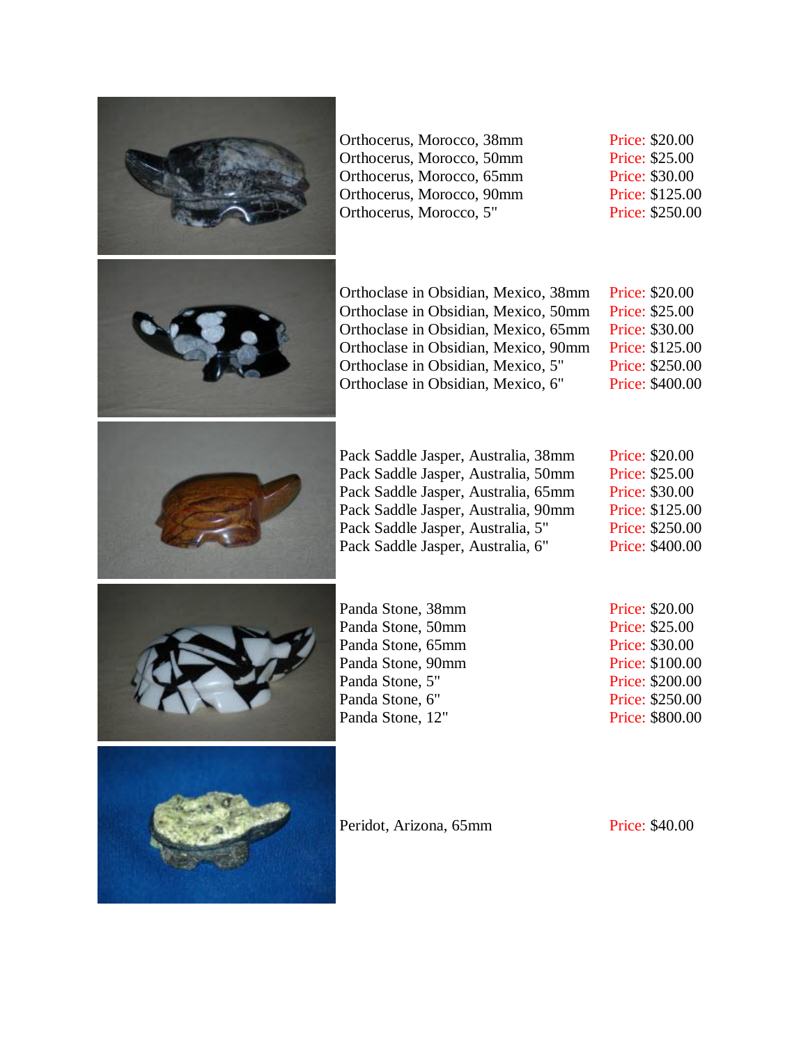Orthocerus, Morocco, 38mm Price: $20.00
Orthocerus, Morocco, 50mm Price: $25.00
Orthocerus, Morocco, 65mm Price: $30.00
Orthocerus, Morocco, 90mm Price: $125.00
Orthocerus, Morocco, 5" Price: $250.00

Orthoclase in Obsidian, Mexico, 38mm Price: $20.00
Orthoclase in Obsidian, Mexico, 50mm Price: $25.00
Orthoclase in Obsidian, Mexico, 65mm Price: $30.00
Orthoclase in Obsidian, Mexico, 90mm Price: $125.00
Orthoclase in Obsidian, Mexico, 5" Price: $250.00
Orthoclase in Obsidian, Mexico, 6" Price: $400.00

Pack Saddle Jasper, Australia, 38mm Price: $20.00
Pack Saddle Jasper, Australia, 50mm Price: $25.00
Pack Saddle Jasper, Australia, 65mm Price: $30.00
Pack Saddle Jasper, Australia, 90mm Price: $125.00
Pack Saddle Jasper, Australia, 5" Price: $250.00
Pack Saddle Jasper, Australia, 6" Price: $400.00

Panda Stone, 38mm Price: $20.00
Panda Stone, 50mm Price: $25.00
Panda Stone, 65mm Price: $30.00
Panda Stone, 90mm Price: $100.00
Panda Stone, 5" Price: $200.00
Panda Stone, 6" Price: $250.00
Panda Stone, 12" Price: $800.00

Peridot, Arizona, 65mm Price: $40.00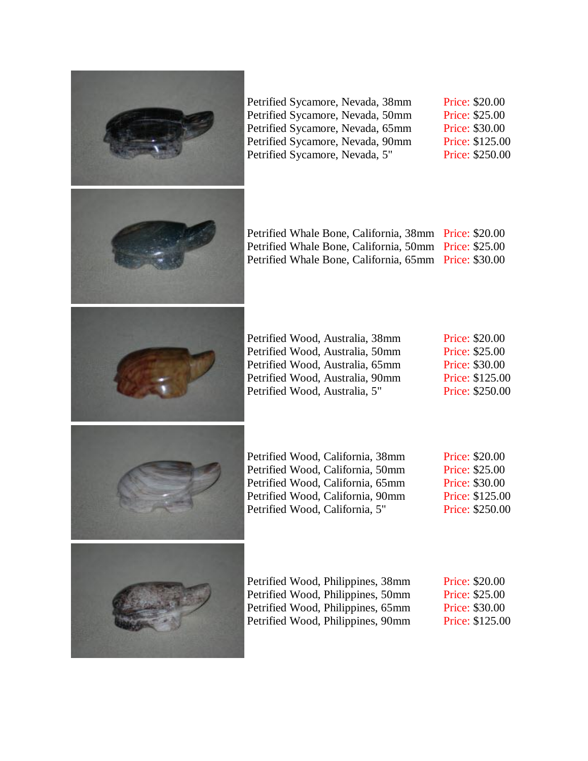Petrified Sycamore, Nevada, 38mm Price: $20.00
Petrified Sycamore, Nevada, 50mm Price: $25.00
Petrified Sycamore, Nevada, 65mm Price: $30.00
Petrified Sycamore, Nevada, 90mm Price: $125.00
Petrified Sycamore, Nevada, 5" Price: $250.00

Petrified Whale Bone, California, 38mm Price: $20.00
Petrified Whale Bone, California, 50mm Price: $25.00
Petrified Whale Bone, California, 65mm Price: $30.00

Petrified Wood, Australia, 38mm Price: $20.00
Petrified Wood, Australia, 50mm Price: $25.00
Petrified Wood, Australia, 65mm Price: $30.00
Petrified Wood, Australia, 90mm Price: $125.00
Petrified Wood, Australia, 5" Price: $250.00

Petrified Wood, California, 38mm Price: $20.00
Petrified Wood, California, 50mm Price: $25.00
Petrified Wood, California, 65mm Price: $30.00
Petrified Wood, California, 90mm Price: $125.00
Petrified Wood, California, 5" Price: $250.00

Petrified Wood, Philippines, 38mm Price: $20.00
Petrified Wood, Philippines, 50mm Price: $25.00
Petrified Wood, Philippines, 65mm Price: $30.00
Petrified Wood, Philippines, 90mm Price: $125.00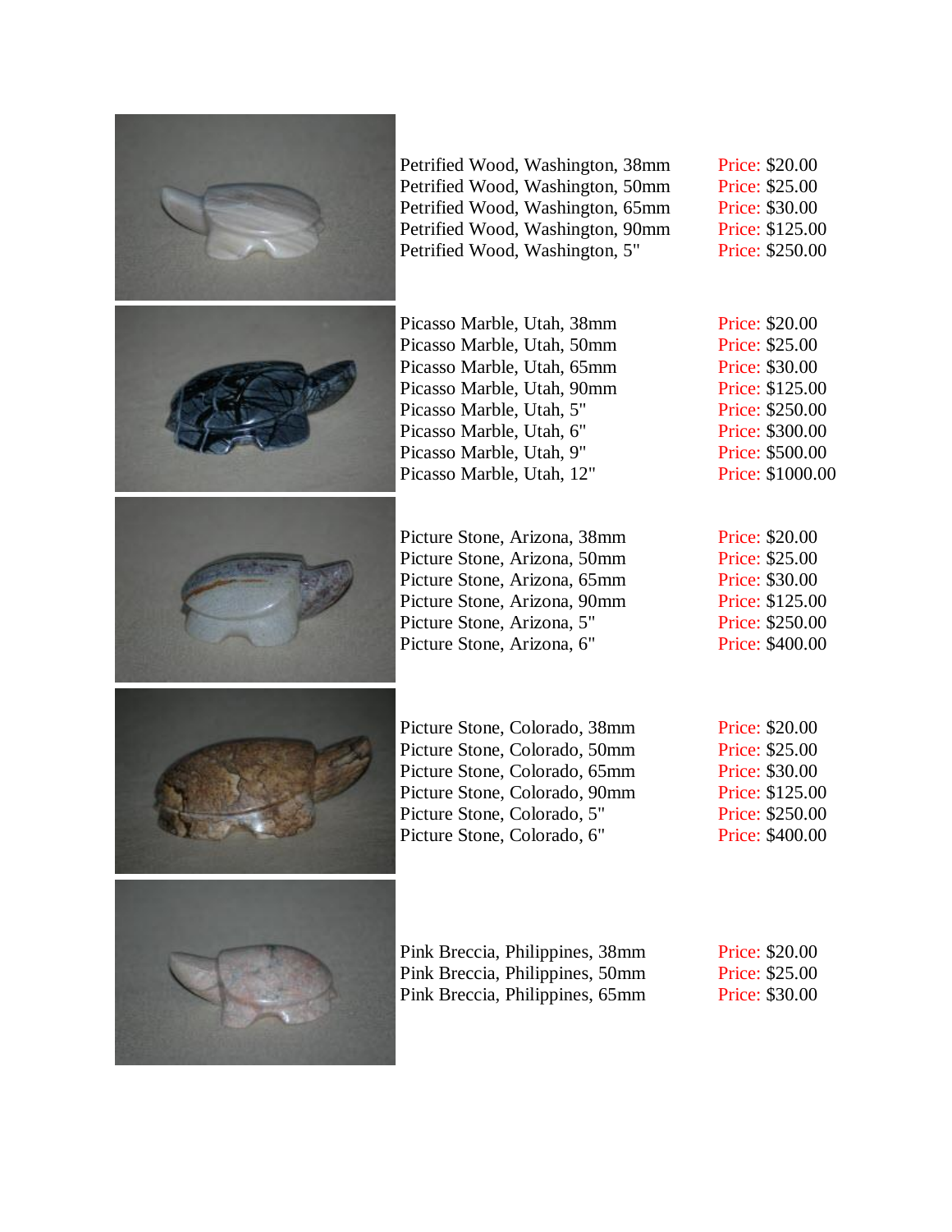Petrified Wood, Washington, 38mm Price: $20.00
Petrified Wood, Washington, 50mm Price: $25.00
Petrified Wood, Washington, 65mm Price: $30.00
Petrified Wood, Washington, 90mm Price: $125.00
Petrified Wood, Washington, 5" Price: $250.00

Picasso Marble, Utah, 38mm Price: $20.00
Picasso Marble, Utah, 50mm Price: $25.00
Picasso Marble, Utah, 65mm Price: $30.00
Picasso Marble, Utah, 90mm Price: $125.00
Picasso Marble, Utah, 5" Price: $250.00
Picasso Marble, Utah, 6" Price: $300.00
Picasso Marble, Utah, 9" Price: $500.00
Picasso Marble, Utah, 12" Price: $1000.00

Picture Stone, Arizona, 38mm Price: $20.00
Picture Stone, Arizona, 50mm Price: $25.00
Picture Stone, Arizona, 65mm Price: $30.00
Picture Stone, Arizona, 90mm Price: $125.00
Picture Stone, Arizona, 5" Price: $250.00
Picture Stone, Arizona, 6" Price: $400.00

Picture Stone, Colorado, 38mm Price: $20.00
Picture Stone, Colorado, 50mm Price: $25.00
Picture Stone, Colorado, 65mm Price: $30.00
Picture Stone, Colorado, 90mm Price: $125.00
Picture Stone, Colorado, 5" Price: $250.00
Picture Stone, Colorado, 6" Price: $400.00

Pink Breccia, Philippines, 38mm Price: $20.00
Pink Breccia, Philippines, 50mm Price: $25.00
Pink Breccia, Philippines, 65mm Price: $30.00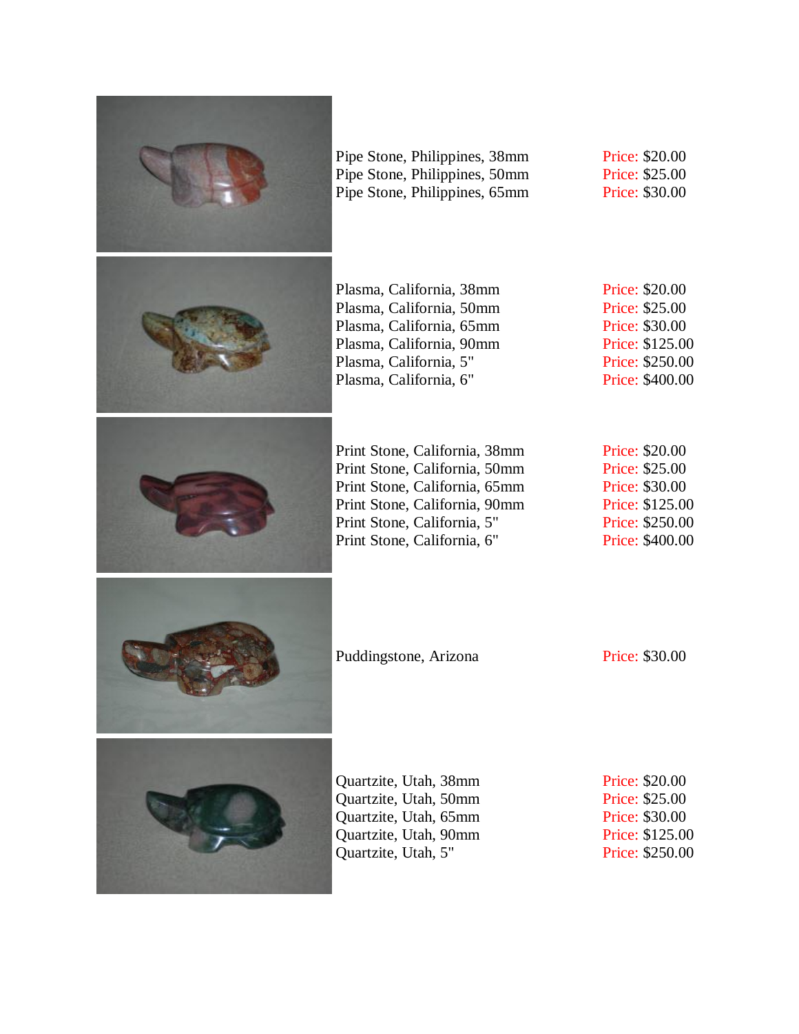Pipe Stone, Philippines, 38mm Price: $20.00
Pipe Stone, Philippines, 50mm Price: $25.00
Pipe Stone, Philippines, 65mm Price: $30.00

Plasma, California, 38mm Price: $20.00
Plasma, California, 50mm Price: $25.00
Plasma, California, 65mm Price: $30.00
Plasma, California, 90mm Price: $125.00
Plasma, California, 5" Price: $250.00
Plasma, California, 6" Price: $400.00

Print Stone, California, 38mm Price: $20.00
Print Stone, California, 50mm Price: $25.00
Print Stone, California, 65mm Price: $30.00
Print Stone, California, 90mm Price: $125.00
Print Stone, California, 5" Price: $250.00
Print Stone, California, 6" Price: $400.00

Puddingstone, Arizona Price: $30.00

Quartzite, Utah, 38mm Price: $20.00
Quartzite, Utah, 50mm Price: $25.00
Quartzite, Utah, 65mm Price: $30.00
Quartzite, Utah, 90mm Price: $125.00
Quartzite, Utah, 5" Price: $250.00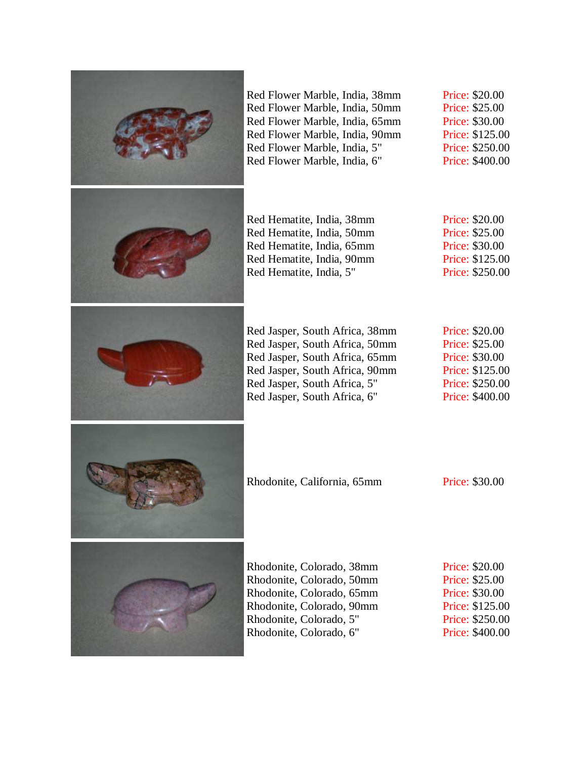Red Flower Marble, India, 38mm Price: $20.00
Red Flower Marble, India, 50mm Price: $25.00
Red Flower Marble, India, 65mm Price: $30.00
Red Flower Marble, India, 90mm Price: $125.00
Red Flower Marble, India, 5" Price: $250.00
Red Flower Marble, India, 6" Price: $400.00

Red Hematite, India, 38mm Price: $20.00
Red Hematite, India, 50mm Price: $25.00
Red Hematite, India, 65mm Price: $30.00
Red Hematite, India, 90mm Price: $125.00
Red Hematite, India, 5" Price: $250.00

Red Jasper, South Africa, 38mm Price: $20.00
Red Jasper, South Africa, 50mm Price: $25.00
Red Jasper, South Africa, 65mm Price: $30.00
Red Jasper, South Africa, 90mm Price: $125.00
Red Jasper, South Africa, 5" Price: $250.00
Red Jasper, South Africa, 6" Price: $400.00

Rhodonite, California, 65mm Price: $30.00

Rhodonite, Colorado, 38mm Price: $20.00
Rhodonite, Colorado, 50mm Price: $25.00
Rhodonite, Colorado, 65mm Price: $30.00
Rhodonite, Colorado, 90mm Price: $125.00
Rhodonite, Colorado, 5" Price: $250.00
Rhodonite, Colorado, 6" Price: $400.00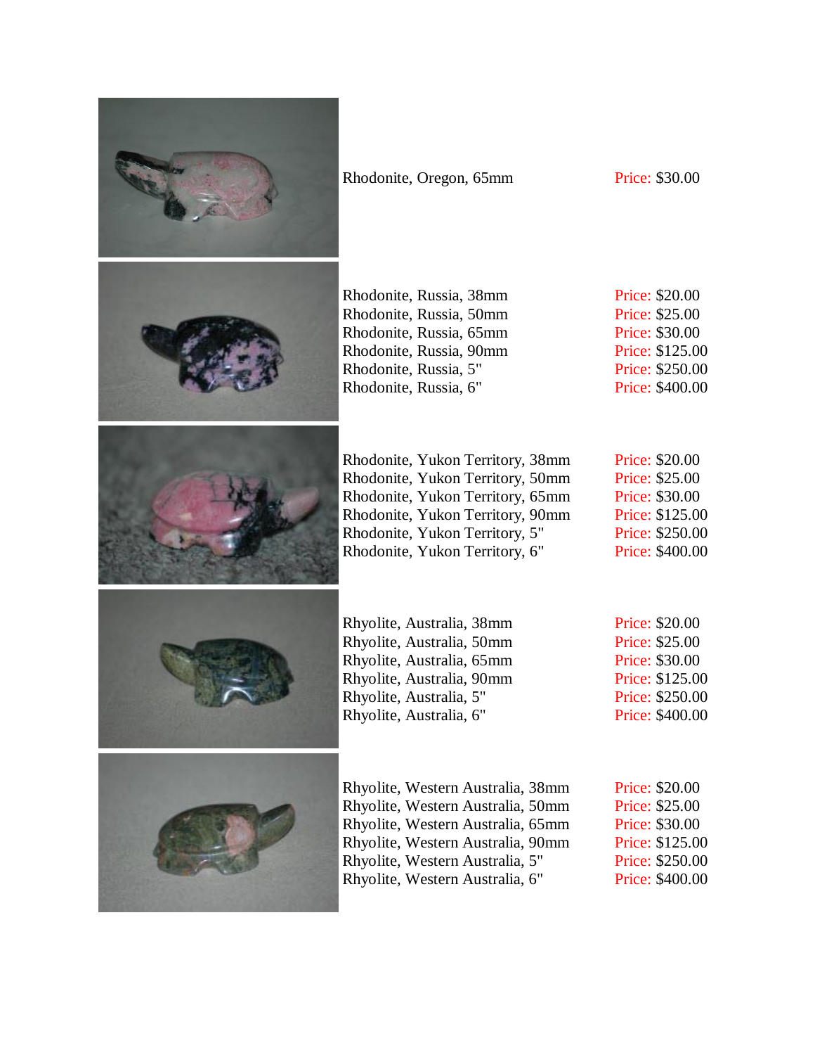Rhodonite, Oregon, 65mm Price: $30.00

Rhodonite, Russia, 38mm Price: $20.00
Rhodonite, Russia, 50mm Price: $25.00
Rhodonite, Russia, 65mm Price: $30.00
Rhodonite, Russia, 90mm Price: $125.00
Rhodonite, Russia, 5" Price: $250.00
Rhodonite, Russia, 6" Price: $400.00

Rhodonite, Yukon Territory, 38mm Price: $20.00
Rhodonite, Yukon Territory, 50mm Price: $25.00
Rhodonite, Yukon Territory, 65mm Price: $30.00
Rhodonite, Yukon Territory, 90mm Price: $125.00
Rhodonite, Yukon Territory, 5" Price: $250.00
Rhodonite, Yukon Territory, 6" Price: $400.00

Rhyolite, Australia, 38mm Price: $20.00
Rhyolite, Australia, 50mm Price: $25.00
Rhyolite, Australia, 65mm Price: $30.00
Rhyolite, Australia, 90mm Price: $125.00
Rhyolite, Australia, 5" Price: $250.00
Rhyolite, Australia, 6" Price: $400.00

Rhyolite, Western Australia, 38mm Price: $20.00
Rhyolite, Western Australia, 50mm Price: $25.00
Rhyolite, Western Australia, 65mm Price: $30.00
Rhyolite, Western Australia, 90mm Price: $125.00
Rhyolite, Western Australia, 5" Price: $250.00
Rhyolite, Western Australia, 6" Price: $400.00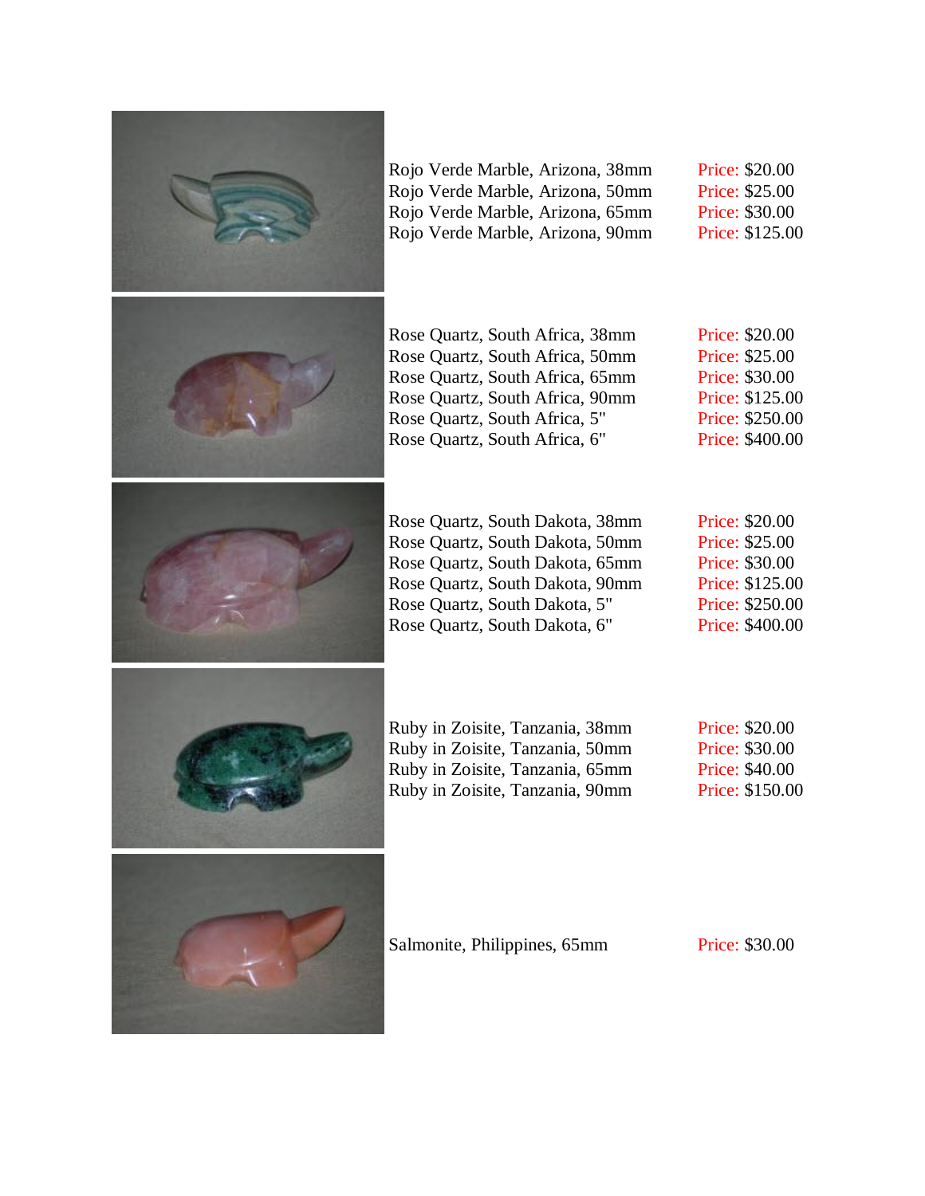Rojo Verde Marble, Arizona, 38mm Price: $20.00
Rojo Verde Marble, Arizona, 50mm Price: $25.00
Rojo Verde Marble, Arizona, 65mm Price: $30.00
Rojo Verde Marble, Arizona, 90mm Price: $125.00

Rose Quartz, South Africa, 38mm Price: $20.00
Rose Quartz, South Africa, 50mm Price: $25.00
Rose Quartz, South Africa, 65mm Price: $30.00
Rose Quartz, South Africa, 90mm Price: $125.00
Rose Quartz, South Africa, 5" Price: $250.00
Rose Quartz, South Africa, 6" Price: $400.00

Rose Quartz, South Dakota, 38mm Price: $20.00
Rose Quartz, South Dakota, 50mm Price: $25.00
Rose Quartz, South Dakota, 65mm Price: $30.00
Rose Quartz, South Dakota, 90mm Price: $125.00
Rose Quartz, South Dakota, 5" Price: $250.00
Rose Quartz, South Dakota, 6" Price: $400.00

Ruby in Zoisite, Tanzania, 38mm Price: $20.00
Ruby in Zoisite, Tanzania, 50mm Price: $30.00
Ruby in Zoisite, Tanzania, 65mm Price: $40.00
Ruby in Zoisite, Tanzania, 90mm Price: $150.00

Salmonite, Philippines, 65mm Price: $30.00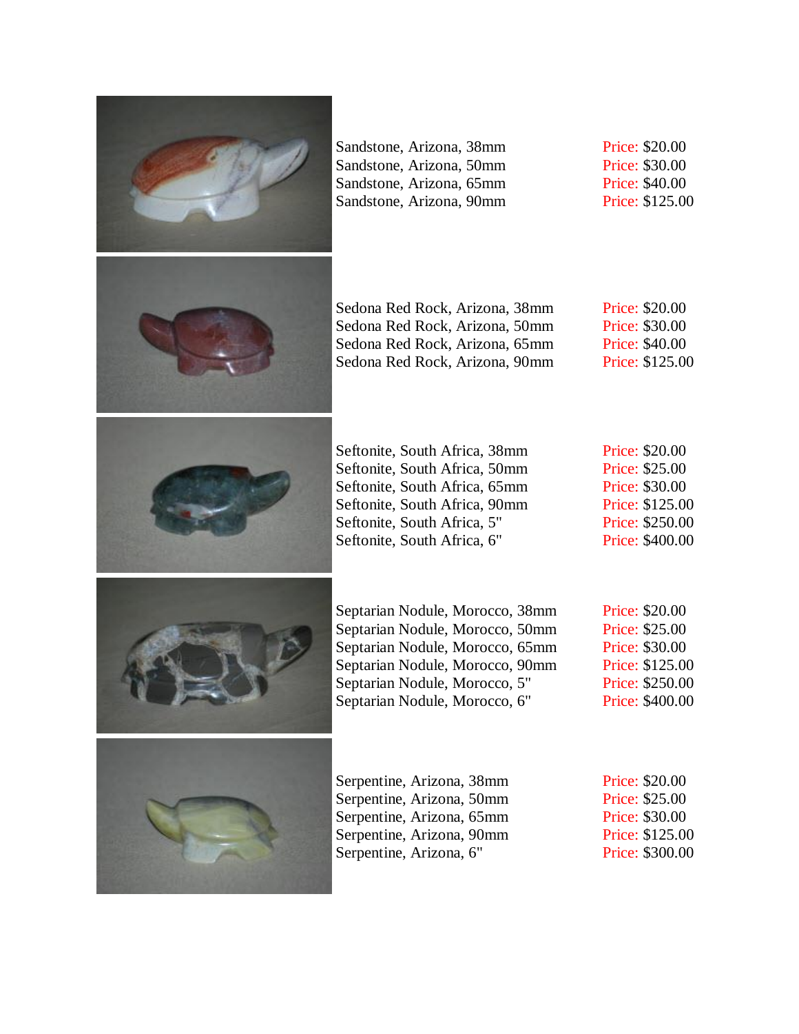Sandstone, Arizona, 38mm Price: $20.00
Sandstone, Arizona, 50mm Price: $30.00
Sandstone, Arizona, 65mm Price: $40.00
Sandstone, Arizona, 90mm Price: $125.00

Sedona Red Rock, Arizona, 38mm Price: $20.00
Sedona Red Rock, Arizona, 50mm Price: $30.00
Sedona Red Rock, Arizona, 65mm Price: $40.00
Sedona Red Rock, Arizona, 90mm Price: $125.00

Seftonite, South Africa, 38mm Price: $20.00
Seftonite, South Africa, 50mm Price: $25.00
Seftonite, South Africa, 65mm Price: $30.00
Seftonite, South Africa, 90mm Price: $125.00
Seftonite, South Africa, 5" Price: $250.00
Seftonite, South Africa, 6" Price: $400.00

Septarian Nodule, Morocco, 38mm Price: $20.00
Septarian Nodule, Morocco, 50mm Price: $25.00
Septarian Nodule, Morocco, 65mm Price: $30.00
Septarian Nodule, Morocco, 90mm Price: $125.00
Septarian Nodule, Morocco, 5" Price: $250.00
Septarian Nodule, Morocco, 6" Price: $400.00

Serpentine, Arizona, 38mm Price: $20.00
Serpentine, Arizona, 50mm Price: $25.00
Serpentine, Arizona, 65mm Price: $30.00
Serpentine, Arizona, 90mm Price: $125.00
Serpentine, Arizona, 6" Price: $300.00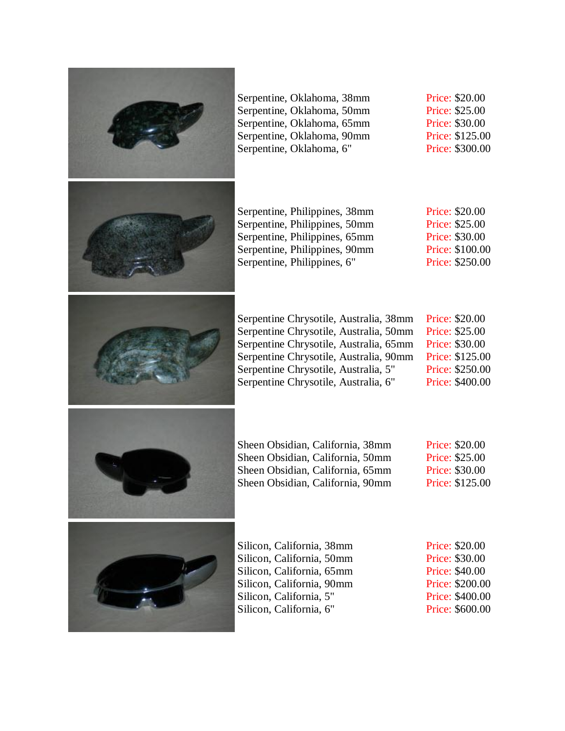Serpentine, Oklahoma, 38mm Price: $20.00
Serpentine, Oklahoma, 50mm Price: $25.00
Serpentine, Oklahoma, 65mm Price: $30.00
Serpentine, Oklahoma, 90mm Price: $125.00
Serpentine, Oklahoma, 6" Price: $300.00

Serpentine, Philippines, 38mm Price: $20.00
Serpentine, Philippines, 50mm Price: $25.00
Serpentine, Philippines, 65mm Price: $30.00
Serpentine, Philippines, 90mm Price: $100.00
Serpentine, Philippines, 6" Price: $250.00

Serpentine Chrysotile, Australia, 38mm Price: $20.00
Serpentine Chrysotile, Australia, 50mm Price: $25.00
Serpentine Chrysotile, Australia, 65mm Price: $30.00
Serpentine Chrysotile, Australia, 90mm Price: $125.00
Serpentine Chrysotile, Australia, 5" Price: $250.00
Serpentine Chrysotile, Australia, 6" Price: $400.00

Sheen Obsidian, California, 38mm Price: $20.00
Sheen Obsidian, California, 50mm Price: $25.00
Sheen Obsidian, California, 65mm Price: $30.00
Sheen Obsidian, California, 90mm Price: $125.00

Silicon, California, 38mm Price: $20.00
Silicon, California, 50mm Price: $30.00
Silicon, California, 65mm Price: $40.00
Silicon, California, 90mm Price: $200.00
Silicon, California, 5" Price: $400.00
Silicon, California, 6" Price: $600.00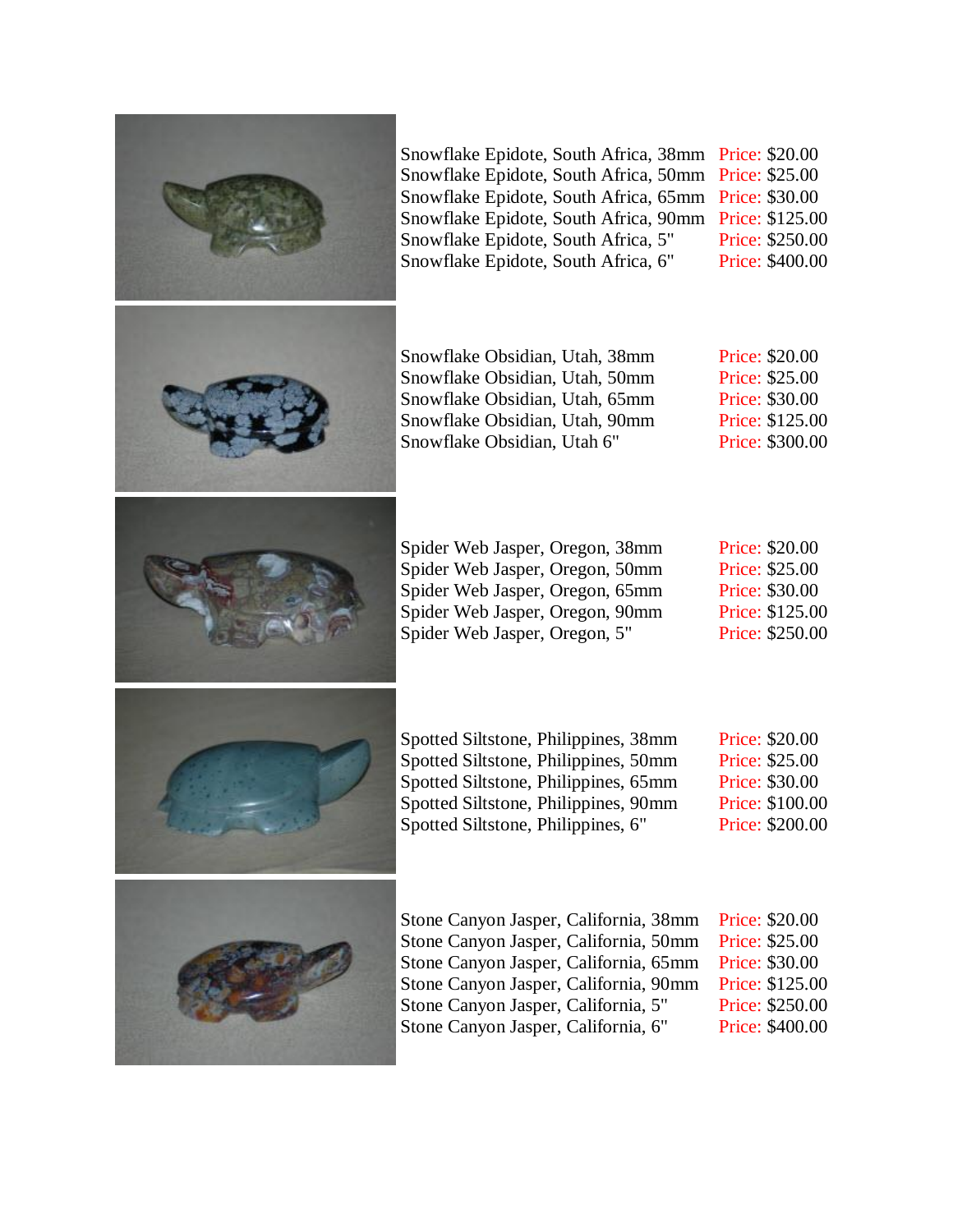Snowflake Epidote, South Africa, 38mm Price: $20.00
Snowflake Epidote, South Africa, 50mm Price: $25.00
Snowflake Epidote, South Africa, 65mm Price: $30.00
Snowflake Epidote, South Africa, 90mm Price: $125.00
Snowflake Epidote, South Africa, 5" Price: $250.00
Snowflake Epidote, South Africa, 6" Price: $400.00

Snowflake Obsidian, Utah, 38mm Price: $20.00
Snowflake Obsidian, Utah, 50mm Price: $25.00
Snowflake Obsidian, Utah, 65mm Price: $30.00
Snowflake Obsidian, Utah, 90mm Price: $125.00
Snowflake Obsidian, Utah 6" Price: $300.00

Spider Web Jasper, Oregon, 38mm Price: $20.00
Spider Web Jasper, Oregon, 50mm Price: $25.00
Spider Web Jasper, Oregon, 65mm Price: $30.00
Spider Web Jasper, Oregon, 90mm Price: $125.00
Spider Web Jasper, Oregon, 5" Price: $250.00

Spotted Siltstone, Philippines, 38mm Price: $20.00
Spotted Siltstone, Philippines, 50mm Price: $25.00
Spotted Siltstone, Philippines, 65mm Price: $30.00
Spotted Siltstone, Philippines, 90mm Price: $100.00
Spotted Siltstone, Philippines, 6" Price: $200.00

Stone Canyon Jasper, California, 38mm Price: $20.00
Stone Canyon Jasper, California, 50mm Price: $25.00
Stone Canyon Jasper, California, 65mm Price: $30.00
Stone Canyon Jasper, California, 90mm Price: $125.00
Stone Canyon Jasper, California, 5" Price: $250.00
Stone Canyon Jasper, California, 6" Price: $400.00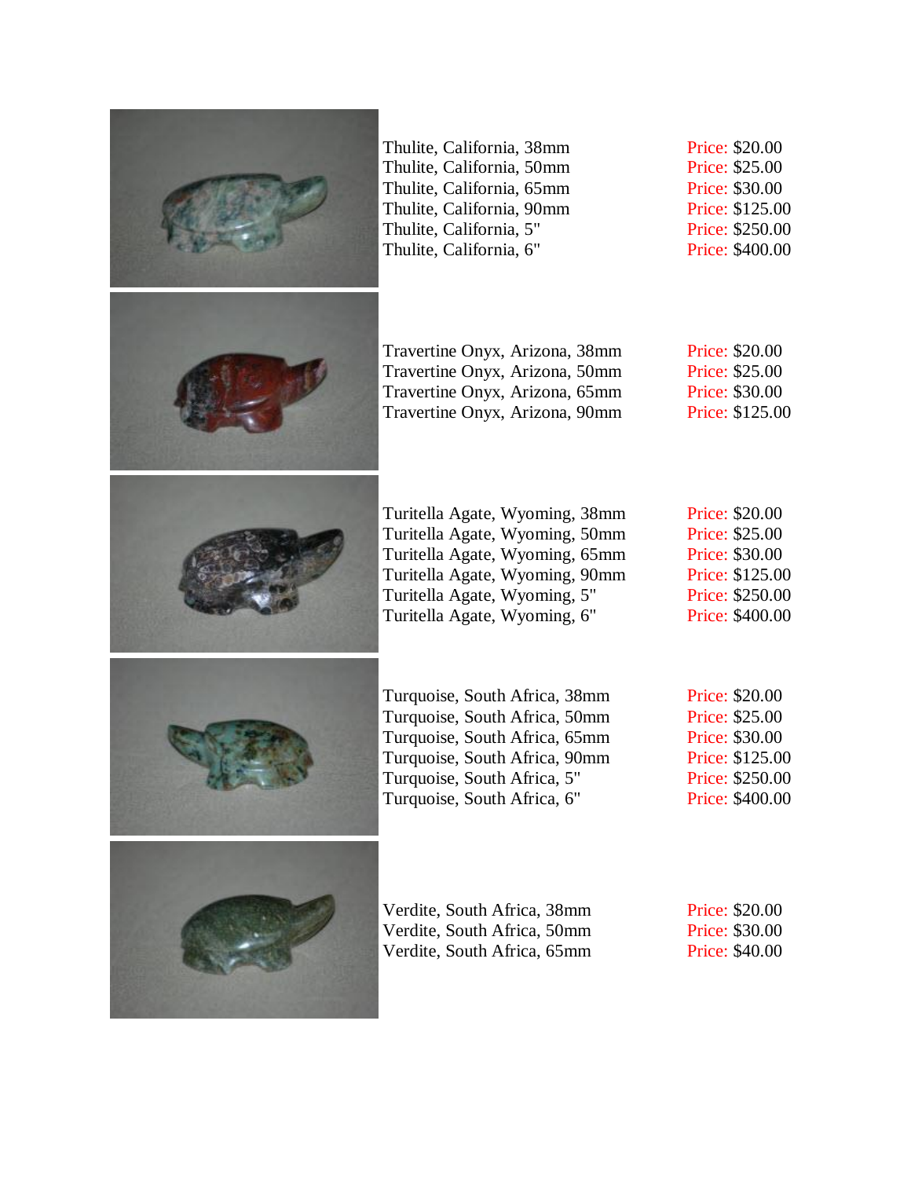| Item | Price |
| --- | --- |
| Thulite, California, 38mm | Price: $20.00 |
| Thulite, California, 50mm | Price: $25.00 |
| Thulite, California, 65mm | Price: $30.00 |
| Thulite, California, 90mm | Price: $125.00 |
| Thulite, California, 5" | Price: $250.00 |
| Thulite, California, 6" | Price: $400.00 |

| Item | Price |
| --- | --- |
| Travertine Onyx, Arizona, 38mm | Price: $20.00 |
| Travertine Onyx, Arizona, 50mm | Price: $25.00 |
| Travertine Onyx, Arizona, 65mm | Price: $30.00 |
| Travertine Onyx, Arizona, 90mm | Price: $125.00 |

| Item | Price |
| --- | --- |
| Turitella Agate, Wyoming, 38mm | Price: $20.00 |
| Turitella Agate, Wyoming, 50mm | Price: $25.00 |
| Turitella Agate, Wyoming, 65mm | Price: $30.00 |
| Turitella Agate, Wyoming, 90mm | Price: $125.00 |
| Turitella Agate, Wyoming, 5" | Price: $250.00 |
| Turitella Agate, Wyoming, 6" | Price: $400.00 |

| Item | Price |
| --- | --- |
| Turquoise, South Africa, 38mm | Price: $20.00 |
| Turquoise, South Africa, 50mm | Price: $25.00 |
| Turquoise, South Africa, 65mm | Price: $30.00 |
| Turquoise, South Africa, 90mm | Price: $125.00 |
| Turquoise, South Africa, 5" | Price: $250.00 |
| Turquoise, South Africa, 6" | Price: $400.00 |

| Item | Price |
| --- | --- |
| Verdite, South Africa, 38mm | Price: $20.00 |
| Verdite, South Africa, 50mm | Price: $30.00 |
| Verdite, South Africa, 65mm | Price: $40.00 |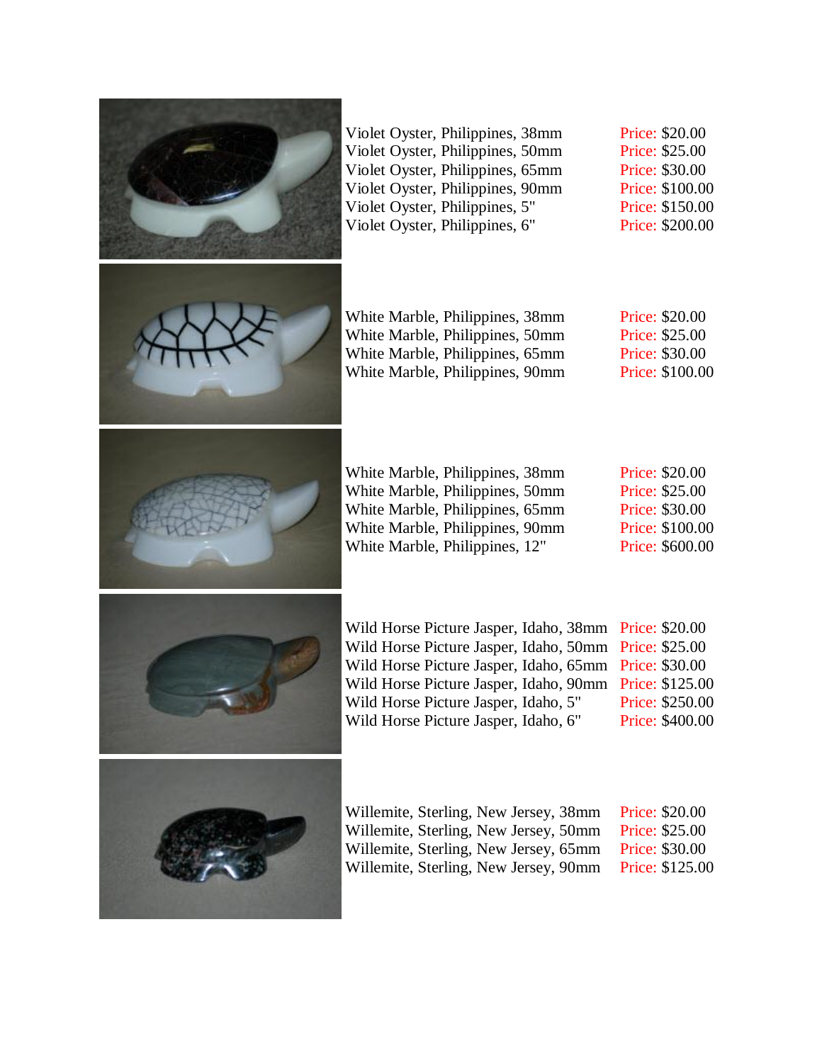| | |
|---|---|
| Violet Oyster, Philippines, 38mm | Price: $20.00 |
| Violet Oyster, Philippines, 50mm | Price: $25.00 |
| Violet Oyster, Philippines, 65mm | Price: $30.00 |
| Violet Oyster, Philippines, 90mm | Price: $100.00 |
| Violet Oyster, Philippines, 5" | Price: $150.00 |
| Violet Oyster, Philippines, 6" | Price: $200.00 |

| | |
|---|---|
| White Marble, Philippines, 38mm | Price: $20.00 |
| White Marble, Philippines, 50mm | Price: $25.00 |
| White Marble, Philippines, 65mm | Price: $30.00 |
| White Marble, Philippines, 90mm | Price: $100.00 |

| | |
|---|---|
| White Marble, Philippines, 38mm | Price: $20.00 |
| White Marble, Philippines, 50mm | Price: $25.00 |
| White Marble, Philippines, 65mm | Price: $30.00 |
| White Marble, Philippines, 90mm | Price: $100.00 |
| White Marble, Philippines, 12" | Price: $600.00 |

| | |
|---|---|
| Wild Horse Picture Jasper, Idaho, 38mm | Price: $20.00 |
| Wild Horse Picture Jasper, Idaho, 50mm | Price: $25.00 |
| Wild Horse Picture Jasper, Idaho, 65mm | Price: $30.00 |
| Wild Horse Picture Jasper, Idaho, 90mm | Price: $125.00 |
| Wild Horse Picture Jasper, Idaho, 5" | Price: $250.00 |
| Wild Horse Picture Jasper, Idaho, 6" | Price: $400.00 |

| | |
|---|---|
| Willemite, Sterling, New Jersey, 38mm | Price: $20.00 |
| Willemite, Sterling, New Jersey, 50mm | Price: $25.00 |
| Willemite, Sterling, New Jersey, 65mm | Price: $30.00 |
| Willemite, Sterling, New Jersey, 90mm | Price: $125.00 |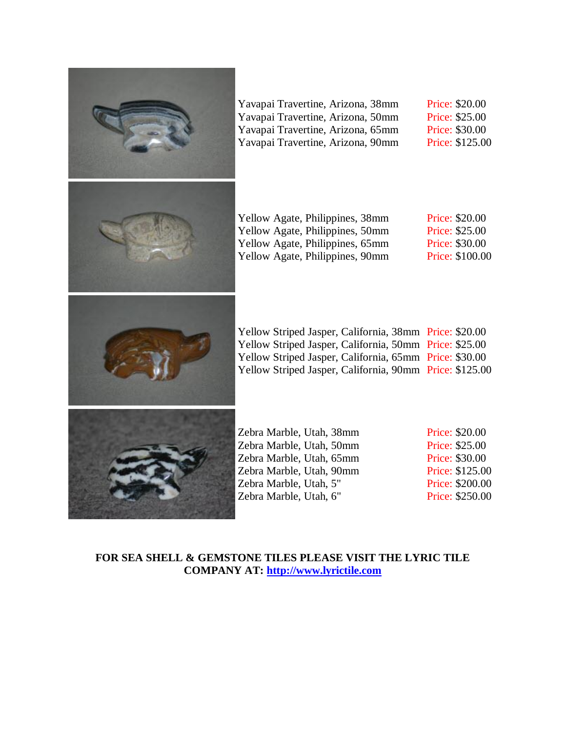| | |
|---|---|
| Yavapai Travertine, Arizona, 38mm | Price: $20.00 |
| Yavapai Travertine, Arizona, 50mm | Price: $25.00 |
| Yavapai Travertine, Arizona, 65mm | Price: $30.00 |
| Yavapai Travertine, Arizona, 90mm | Price: $125.00 |
| Yellow Agate, Philippines, 38mm | Price: $20.00 |
| Yellow Agate, Philippines, 50mm | Price: $25.00 |
| Yellow Agate, Philippines, 65mm | Price: $30.00 |
| Yellow Agate, Philippines, 90mm | Price: $100.00 |
| Yellow Striped Jasper, California, 38mm | Price: $20.00 |
| Yellow Striped Jasper, California, 50mm | Price: $25.00 |
| Yellow Striped Jasper, California, 65mm | Price: $30.00 |
| Yellow Striped Jasper, California, 90mm | Price: $125.00 |
| Zebra Marble, Utah, 38mm | Price: $20.00 |
| Zebra Marble, Utah, 50mm | Price: $25.00 |
| Zebra Marble, Utah, 65mm | Price: $30.00 |
| Zebra Marble, Utah, 90mm | Price: $125.00 |
| Zebra Marble, Utah, 5" | Price: $200.00 |
| Zebra Marble, Utah, 6" | Price: $250.00 |

**FOR SEA SHELL & GEMSTONE TILES PLEASE VISIT THE LYRIC TILE COMPANY AT: [http://www.lyrictile.com](http://www.lyrictile.com)**